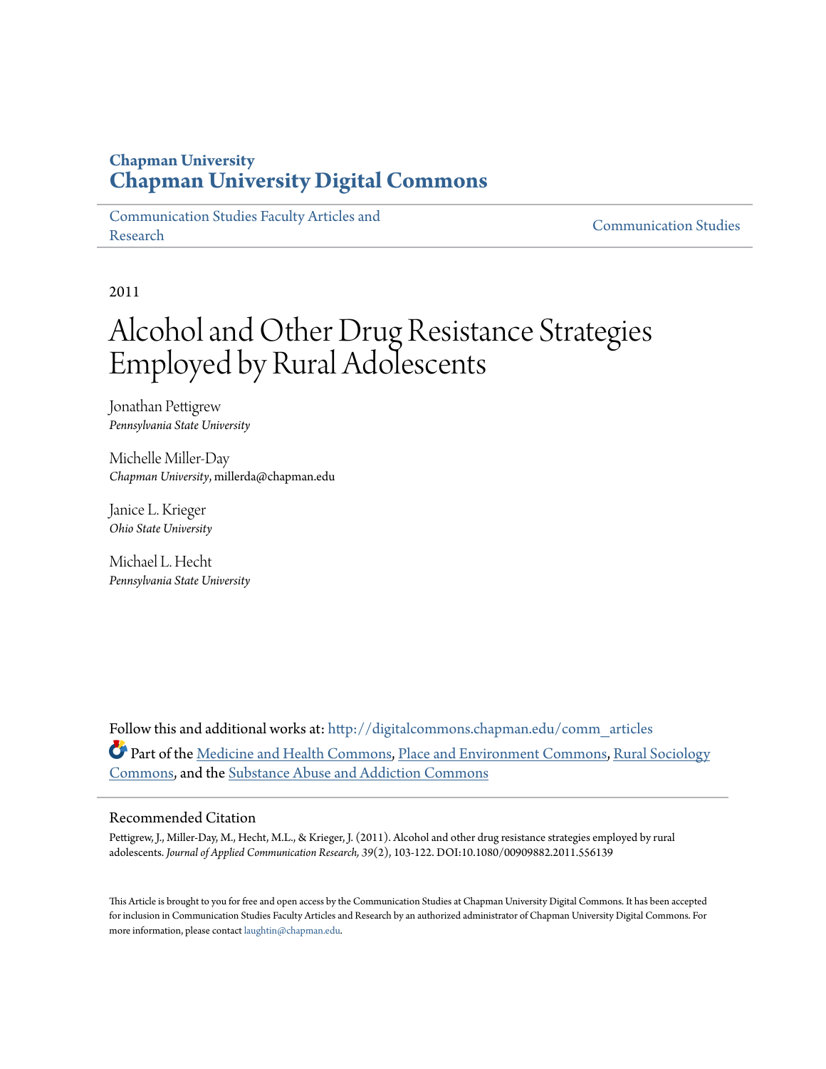Chapman University

# Chapman University Digital Commons

Communication Studies Faculty Articles and Research | Communication Studies

2011

# Alcohol and Other Drug Resistance Strategies Employed by Rural Adolescents

Jonathan Pettigrew
*Pennsylvania State University*

Michelle Miller-Day
*Chapman University*, millerda@chapman.edu

Janice L. Krieger
*Ohio State University*

Michael L. Hecht
*Pennsylvania State University*

Follow this and additional works at: http://digitalcommons.chapman.edu/comm_articles

Part of the Medicine and Health Commons, Place and Environment Commons, Rural Sociology Commons, and the Substance Abuse and Addiction Commons

## Recommended Citation

Pettigrew, J., Miller-Day, M., Hecht, M.L., & Krieger, J. (2011). Alcohol and other drug resistance strategies employed by rural adolescents. *Journal of Applied Communication Research, 39*(2), 103-122. DOI:10.1080/00909882.2011.556139

This Article is brought to you for free and open access by the Communication Studies at Chapman University Digital Commons. It has been accepted for inclusion in Communication Studies Faculty Articles and Research by an authorized administrator of Chapman University Digital Commons. For more information, please contact laughtin@chapman.edu.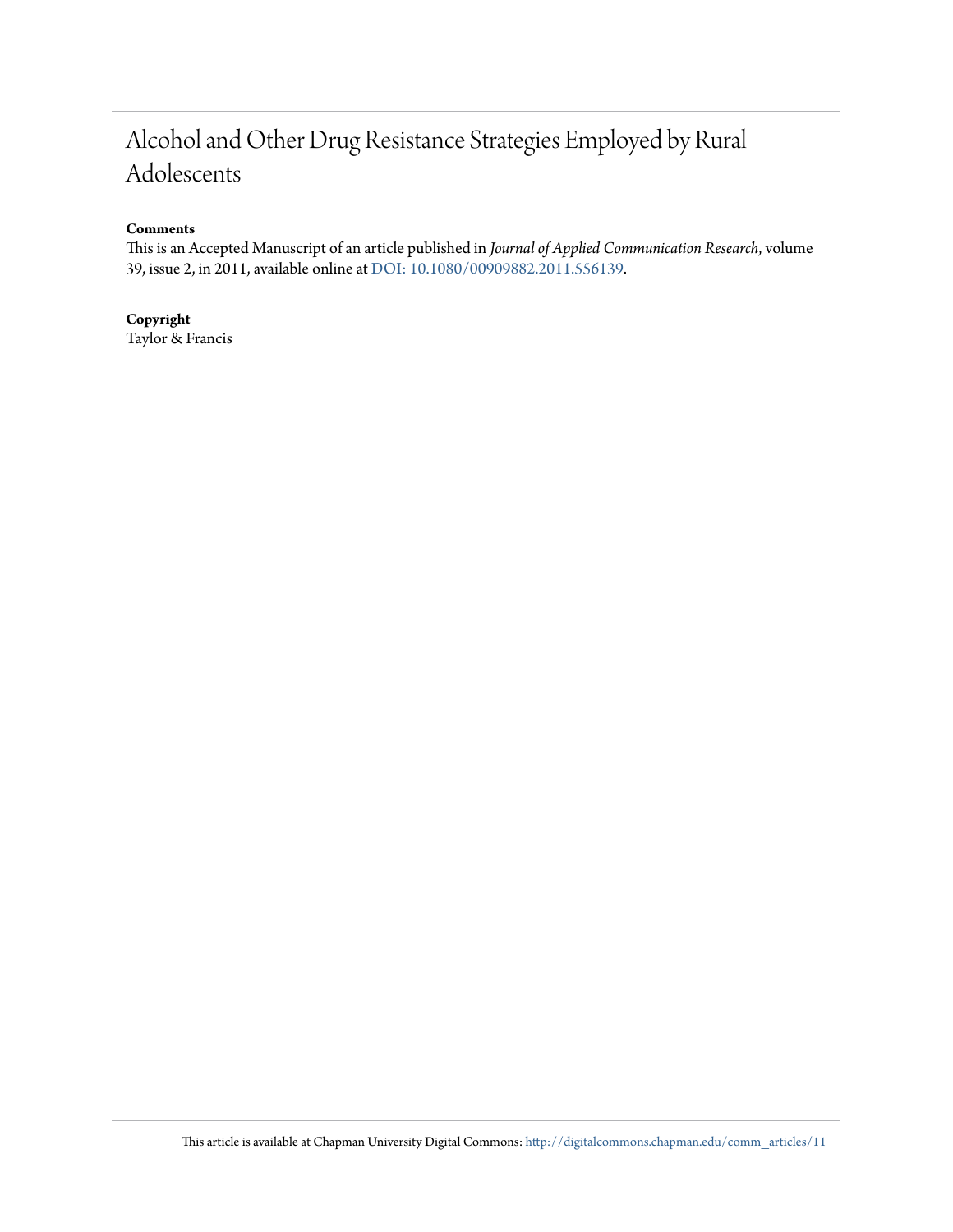# Alcohol and Other Drug Resistance Strategies Employed by Rural Adolescents

**Comments**

This is an Accepted Manuscript of an article published in *Journal of Applied Communication Research*, volume 39, issue 2, in 2011, available online at DOI: 10.1080/00909882.2011.556139.

**Copyright**

Taylor & Francis

This article is available at Chapman University Digital Commons: http://digitalcommons.chapman.edu/comm_articles/11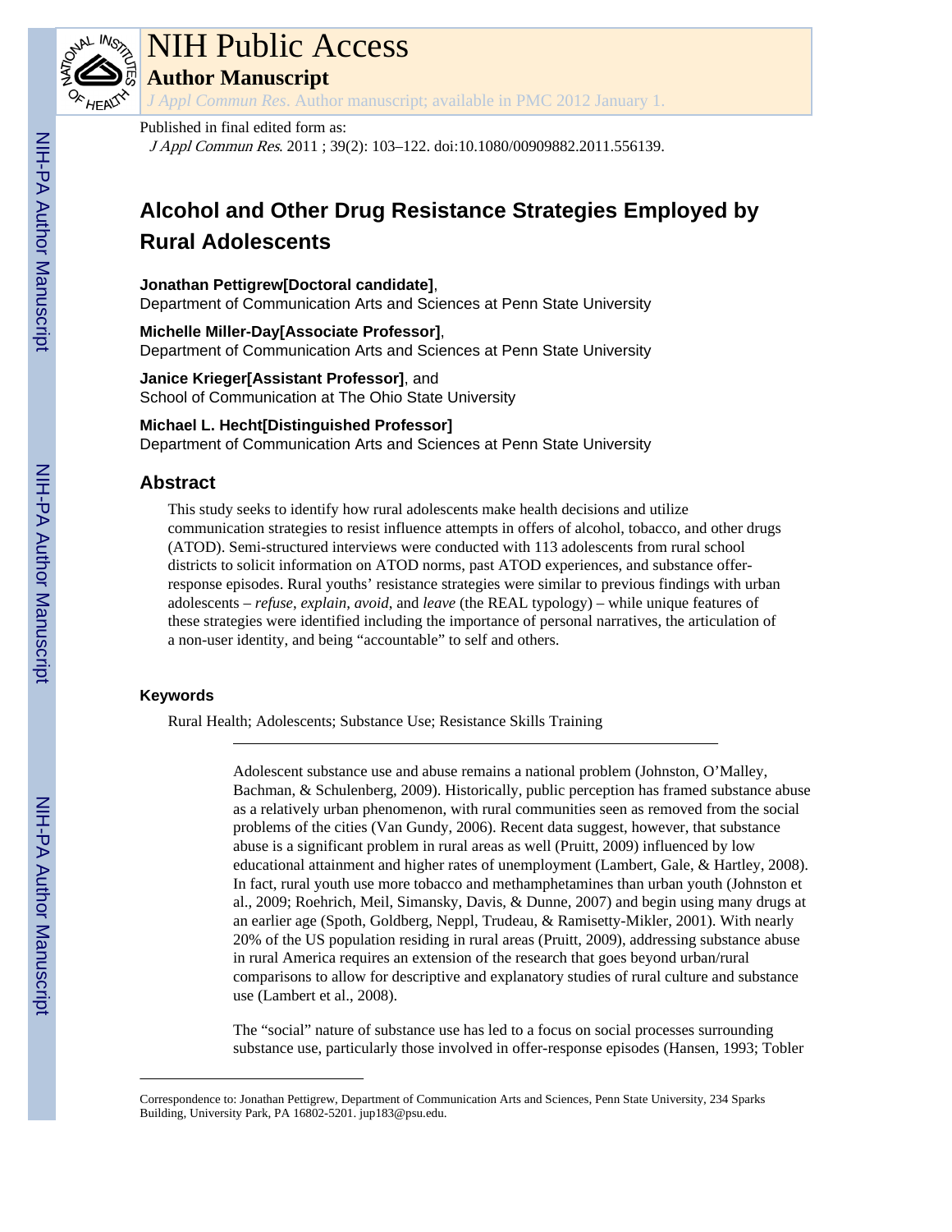# NIH Public Access

## Author Manuscript

*J Appl Commun Res*. Author manuscript; available in PMC 2012 January 1.

Published in final edited form as:

*J Appl Commun Res*. 2011 ; 39(2): 103–122. doi:10.1080/00909882.2011.556139.

# Alcohol and Other Drug Resistance Strategies Employed by Rural Adolescents

**Jonathan Pettigrew[Doctoral candidate]**,
Department of Communication Arts and Sciences at Penn State University

**Michelle Miller-Day[Associate Professor]**,
Department of Communication Arts and Sciences at Penn State University

**Janice Krieger[Assistant Professor]**, and
School of Communication at The Ohio State University

**Michael L. Hecht[Distinguished Professor]**
Department of Communication Arts and Sciences at Penn State University

## Abstract

This study seeks to identify how rural adolescents make health decisions and utilize communication strategies to resist influence attempts in offers of alcohol, tobacco, and other drugs (ATOD). Semi-structured interviews were conducted with 113 adolescents from rural school districts to solicit information on ATOD norms, past ATOD experiences, and substance offer-response episodes. Rural youths' resistance strategies were similar to previous findings with urban adolescents – *refuse*, *explain*, *avoid*, and *leave* (the REAL typology) – while unique features of these strategies were identified including the importance of personal narratives, the articulation of a non-user identity, and being "accountable" to self and others.

### Keywords

Rural Health; Adolescents; Substance Use; Resistance Skills Training

Adolescent substance use and abuse remains a national problem (Johnston, O'Malley, Bachman, & Schulenberg, 2009). Historically, public perception has framed substance abuse as a relatively urban phenomenon, with rural communities seen as removed from the social problems of the cities (Van Gundy, 2006). Recent data suggest, however, that substance abuse is a significant problem in rural areas as well (Pruitt, 2009) influenced by low educational attainment and higher rates of unemployment (Lambert, Gale, & Hartley, 2008). In fact, rural youth use more tobacco and methamphetamines than urban youth (Johnston et al., 2009; Roehrich, Meil, Simansky, Davis, & Dunne, 2007) and begin using many drugs at an earlier age (Spoth, Goldberg, Neppl, Trudeau, & Ramisetty-Mikler, 2001). With nearly 20% of the US population residing in rural areas (Pruitt, 2009), addressing substance abuse in rural America requires an extension of the research that goes beyond urban/rural comparisons to allow for descriptive and explanatory studies of rural culture and substance use (Lambert et al., 2008).

The "social" nature of substance use has led to a focus on social processes surrounding substance use, particularly those involved in offer-response episodes (Hansen, 1993; Tobler

Correspondence to: Jonathan Pettigrew, Department of Communication Arts and Sciences, Penn State University, 234 Sparks Building, University Park, PA 16802-5201. jup183@psu.edu.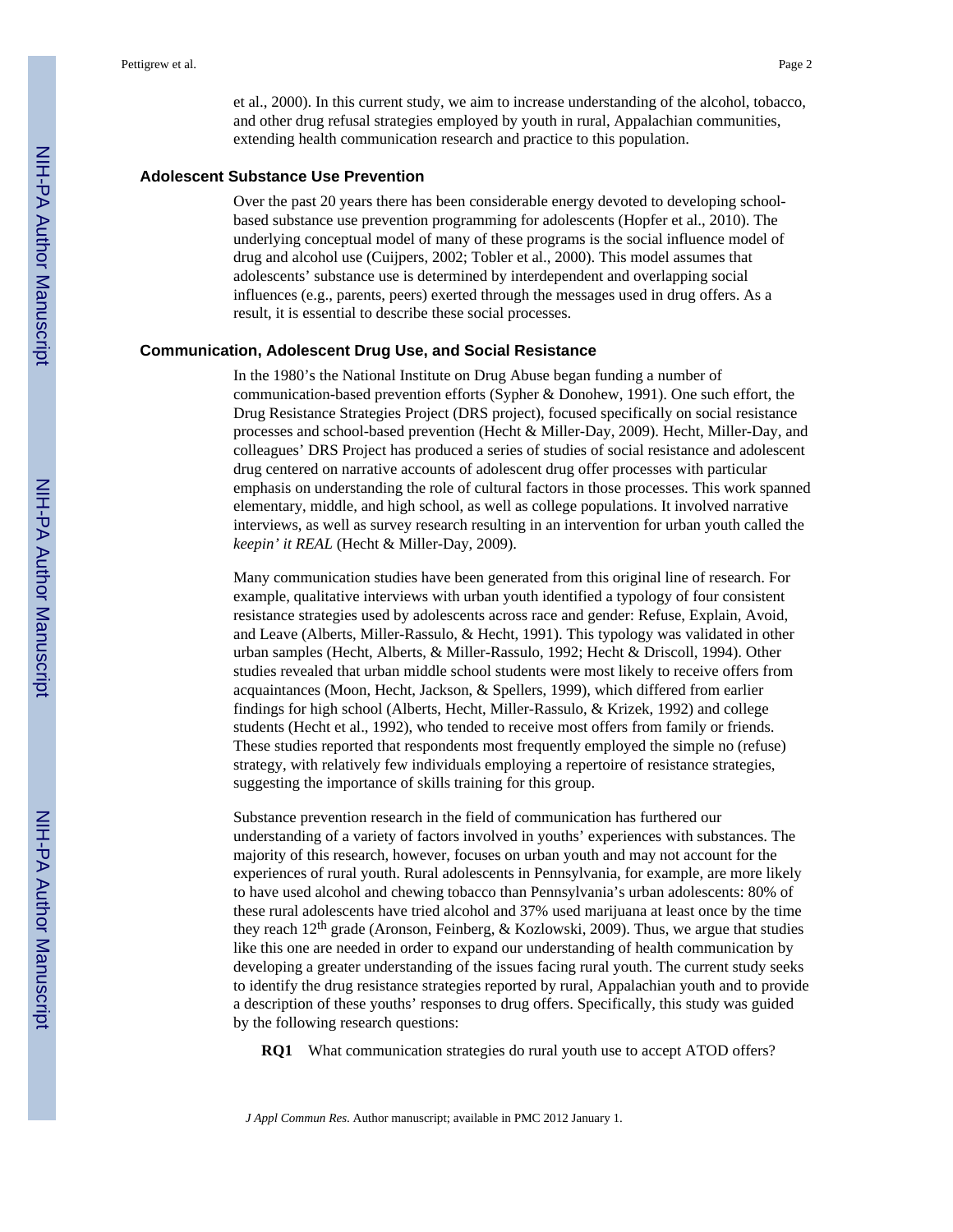et al., 2000). In this current study, we aim to increase understanding of the alcohol, tobacco, and other drug refusal strategies employed by youth in rural, Appalachian communities, extending health communication research and practice to this population.

## Adolescent Substance Use Prevention

Over the past 20 years there has been considerable energy devoted to developing school-based substance use prevention programming for adolescents (Hopfer et al., 2010). The underlying conceptual model of many of these programs is the social influence model of drug and alcohol use (Cuijpers, 2002; Tobler et al., 2000). This model assumes that adolescents' substance use is determined by interdependent and overlapping social influences (e.g., parents, peers) exerted through the messages used in drug offers. As a result, it is essential to describe these social processes.

## Communication, Adolescent Drug Use, and Social Resistance

In the 1980's the National Institute on Drug Abuse began funding a number of communication-based prevention efforts (Sypher & Donohew, 1991). One such effort, the Drug Resistance Strategies Project (DRS project), focused specifically on social resistance processes and school-based prevention (Hecht & Miller-Day, 2009). Hecht, Miller-Day, and colleagues' DRS Project has produced a series of studies of social resistance and adolescent drug centered on narrative accounts of adolescent drug offer processes with particular emphasis on understanding the role of cultural factors in those processes. This work spanned elementary, middle, and high school, as well as college populations. It involved narrative interviews, as well as survey research resulting in an intervention for urban youth called the *keepin' it REAL* (Hecht & Miller-Day, 2009).

Many communication studies have been generated from this original line of research. For example, qualitative interviews with urban youth identified a typology of four consistent resistance strategies used by adolescents across race and gender: Refuse, Explain, Avoid, and Leave (Alberts, Miller-Rassulo, & Hecht, 1991). This typology was validated in other urban samples (Hecht, Alberts, & Miller-Rassulo, 1992; Hecht & Driscoll, 1994). Other studies revealed that urban middle school students were most likely to receive offers from acquaintances (Moon, Hecht, Jackson, & Spellers, 1999), which differed from earlier findings for high school (Alberts, Hecht, Miller-Rassulo, & Krizek, 1992) and college students (Hecht et al., 1992), who tended to receive most offers from family or friends. These studies reported that respondents most frequently employed the simple no (refuse) strategy, with relatively few individuals employing a repertoire of resistance strategies, suggesting the importance of skills training for this group.

Substance prevention research in the field of communication has furthered our understanding of a variety of factors involved in youths' experiences with substances. The majority of this research, however, focuses on urban youth and may not account for the experiences of rural youth. Rural adolescents in Pennsylvania, for example, are more likely to have used alcohol and chewing tobacco than Pennsylvania's urban adolescents: 80% of these rural adolescents have tried alcohol and 37% used marijuana at least once by the time they reach 12th grade (Aronson, Feinberg, & Kozlowski, 2009). Thus, we argue that studies like this one are needed in order to expand our understanding of health communication by developing a greater understanding of the issues facing rural youth. The current study seeks to identify the drug resistance strategies reported by rural, Appalachian youth and to provide a description of these youths' responses to drug offers. Specifically, this study was guided by the following research questions:

**RQ1** What communication strategies do rural youth use to accept ATOD offers?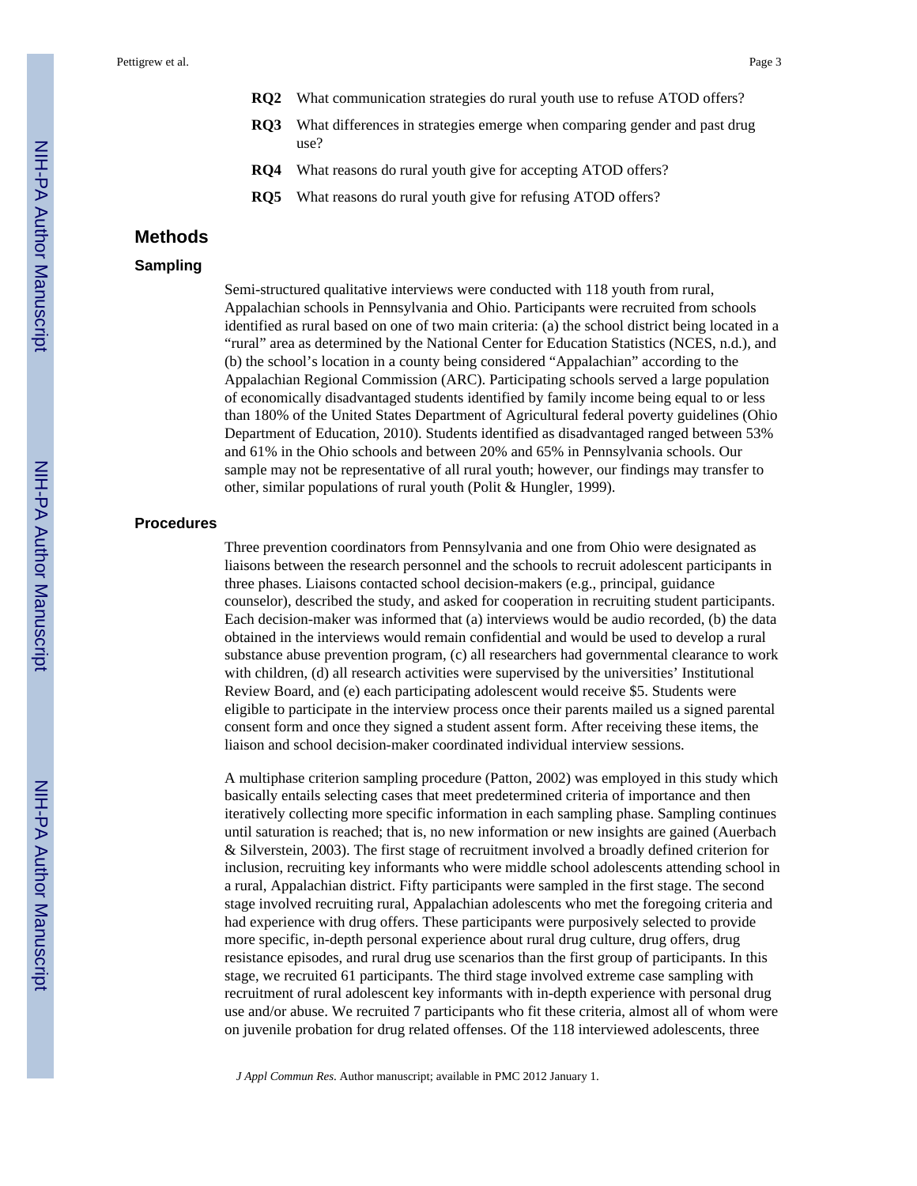**RQ2** What communication strategies do rural youth use to refuse ATOD offers?

**RQ3** What differences in strategies emerge when comparing gender and past drug use?

**RQ4** What reasons do rural youth give for accepting ATOD offers?

**RQ5** What reasons do rural youth give for refusing ATOD offers?

# Methods

## Sampling

Semi-structured qualitative interviews were conducted with 118 youth from rural, Appalachian schools in Pennsylvania and Ohio. Participants were recruited from schools identified as rural based on one of two main criteria: (a) the school district being located in a "rural" area as determined by the National Center for Education Statistics (NCES, n.d.), and (b) the school's location in a county being considered "Appalachian" according to the Appalachian Regional Commission (ARC). Participating schools served a large population of economically disadvantaged students identified by family income being equal to or less than 180% of the United States Department of Agricultural federal poverty guidelines (Ohio Department of Education, 2010). Students identified as disadvantaged ranged between 53% and 61% in the Ohio schools and between 20% and 65% in Pennsylvania schools. Our sample may not be representative of all rural youth; however, our findings may transfer to other, similar populations of rural youth (Polit & Hungler, 1999).

## Procedures

Three prevention coordinators from Pennsylvania and one from Ohio were designated as liaisons between the research personnel and the schools to recruit adolescent participants in three phases. Liaisons contacted school decision-makers (e.g., principal, guidance counselor), described the study, and asked for cooperation in recruiting student participants. Each decision-maker was informed that (a) interviews would be audio recorded, (b) the data obtained in the interviews would remain confidential and would be used to develop a rural substance abuse prevention program, (c) all researchers had governmental clearance to work with children, (d) all research activities were supervised by the universities' Institutional Review Board, and (e) each participating adolescent would receive $5. Students were eligible to participate in the interview process once their parents mailed us a signed parental consent form and once they signed a student assent form. After receiving these items, the liaison and school decision-maker coordinated individual interview sessions.

A multiphase criterion sampling procedure (Patton, 2002) was employed in this study which basically entails selecting cases that meet predetermined criteria of importance and then iteratively collecting more specific information in each sampling phase. Sampling continues until saturation is reached; that is, no new information or new insights are gained (Auerbach & Silverstein, 2003). The first stage of recruitment involved a broadly defined criterion for inclusion, recruiting key informants who were middle school adolescents attending school in a rural, Appalachian district. Fifty participants were sampled in the first stage. The second stage involved recruiting rural, Appalachian adolescents who met the foregoing criteria and had experience with drug offers. These participants were purposively selected to provide more specific, in-depth personal experience about rural drug culture, drug offers, drug resistance episodes, and rural drug use scenarios than the first group of participants. In this stage, we recruited 61 participants. The third stage involved extreme case sampling with recruitment of rural adolescent key informants with in-depth experience with personal drug use and/or abuse. We recruited 7 participants who fit these criteria, almost all of whom were on juvenile probation for drug related offenses. Of the 118 interviewed adolescents, three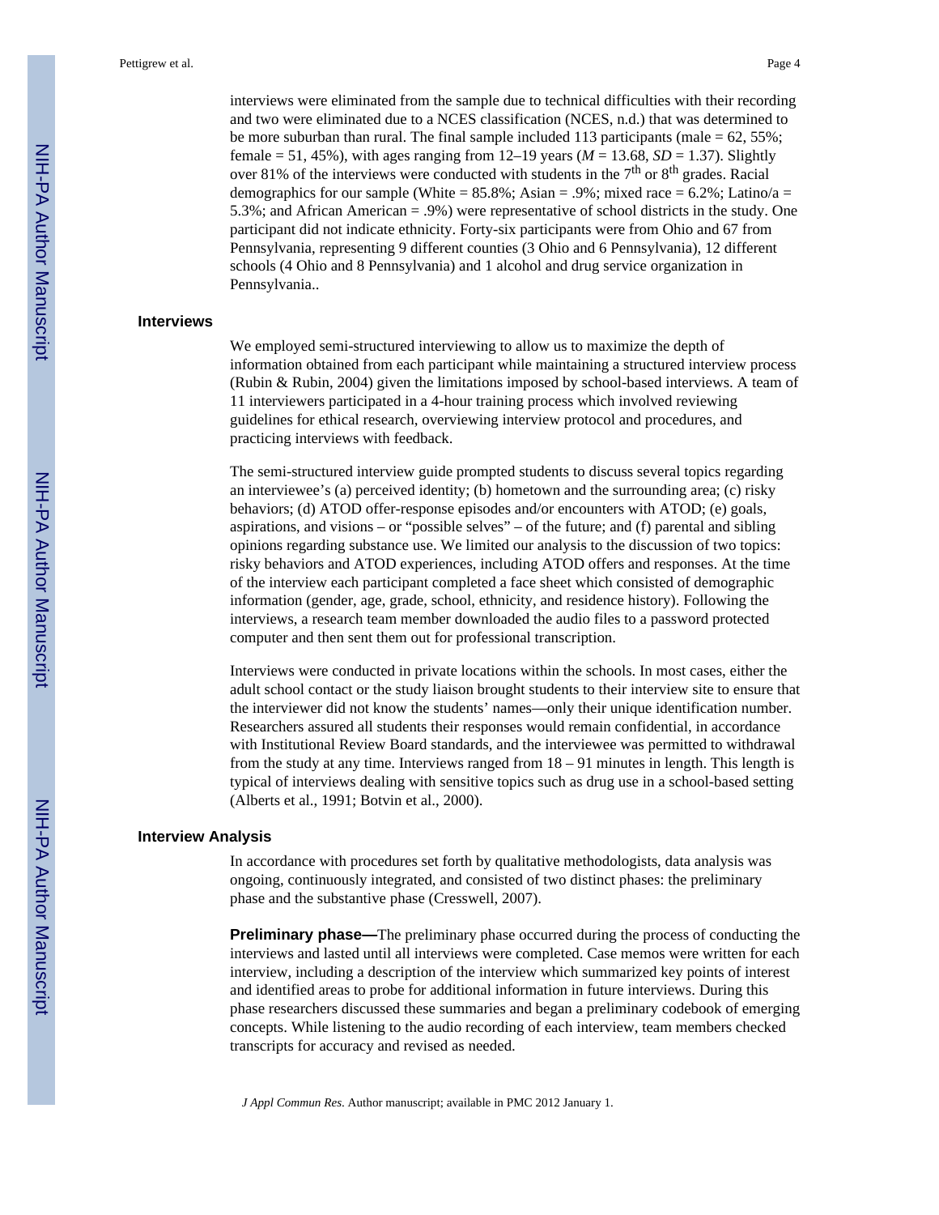interviews were eliminated from the sample due to technical difficulties with their recording and two were eliminated due to a NCES classification (NCES, n.d.) that was determined to be more suburban than rural. The final sample included 113 participants (male = 62, 55%; female = 51, 45%), with ages ranging from 12–19 years ($M$ = 13.68, $SD$ = 1.37). Slightly over 81% of the interviews were conducted with students in the 7th or 8th grades. Racial demographics for our sample (White = 85.8%; Asian = .9%; mixed race = 6.2%; Latino/a = 5.3%; and African American = .9%) were representative of school districts in the study. One participant did not indicate ethnicity. Forty-six participants were from Ohio and 67 from Pennsylvania, representing 9 different counties (3 Ohio and 6 Pennsylvania), 12 different schools (4 Ohio and 8 Pennsylvania) and 1 alcohol and drug service organization in Pennsylvania..

### Interviews

We employed semi-structured interviewing to allow us to maximize the depth of information obtained from each participant while maintaining a structured interview process (Rubin & Rubin, 2004) given the limitations imposed by school-based interviews. A team of 11 interviewers participated in a 4-hour training process which involved reviewing guidelines for ethical research, overviewing interview protocol and procedures, and practicing interviews with feedback.

The semi-structured interview guide prompted students to discuss several topics regarding an interviewee's (a) perceived identity; (b) hometown and the surrounding area; (c) risky behaviors; (d) ATOD offer-response episodes and/or encounters with ATOD; (e) goals, aspirations, and visions – or "possible selves" – of the future; and (f) parental and sibling opinions regarding substance use. We limited our analysis to the discussion of two topics: risky behaviors and ATOD experiences, including ATOD offers and responses. At the time of the interview each participant completed a face sheet which consisted of demographic information (gender, age, grade, school, ethnicity, and residence history). Following the interviews, a research team member downloaded the audio files to a password protected computer and then sent them out for professional transcription.

Interviews were conducted in private locations within the schools. In most cases, either the adult school contact or the study liaison brought students to their interview site to ensure that the interviewer did not know the students' names—only their unique identification number. Researchers assured all students their responses would remain confidential, in accordance with Institutional Review Board standards, and the interviewee was permitted to withdrawal from the study at any time. Interviews ranged from 18 – 91 minutes in length. This length is typical of interviews dealing with sensitive topics such as drug use in a school-based setting (Alberts et al., 1991; Botvin et al., 2000).

### Interview Analysis

In accordance with procedures set forth by qualitative methodologists, data analysis was ongoing, continuously integrated, and consisted of two distinct phases: the preliminary phase and the substantive phase (Cresswell, 2007).

**Preliminary phase—**The preliminary phase occurred during the process of conducting the interviews and lasted until all interviews were completed. Case memos were written for each interview, including a description of the interview which summarized key points of interest and identified areas to probe for additional information in future interviews. During this phase researchers discussed these summaries and began a preliminary codebook of emerging concepts. While listening to the audio recording of each interview, team members checked transcripts for accuracy and revised as needed.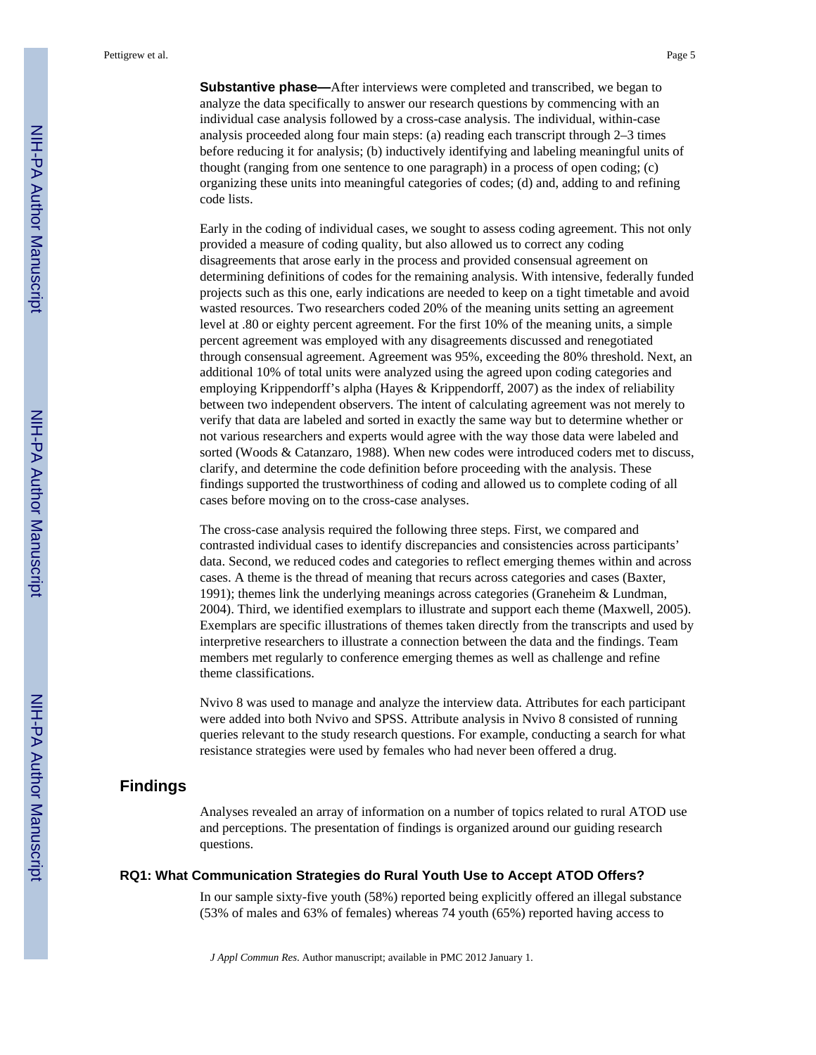**Substantive phase—**After interviews were completed and transcribed, we began to analyze the data specifically to answer our research questions by commencing with an individual case analysis followed by a cross-case analysis. The individual, within-case analysis proceeded along four main steps: (a) reading each transcript through 2–3 times before reducing it for analysis; (b) inductively identifying and labeling meaningful units of thought (ranging from one sentence to one paragraph) in a process of open coding; (c) organizing these units into meaningful categories of codes; (d) and, adding to and refining code lists.

Early in the coding of individual cases, we sought to assess coding agreement. This not only provided a measure of coding quality, but also allowed us to correct any coding disagreements that arose early in the process and provided consensual agreement on determining definitions of codes for the remaining analysis. With intensive, federally funded projects such as this one, early indications are needed to keep on a tight timetable and avoid wasted resources. Two researchers coded 20% of the meaning units setting an agreement level at .80 or eighty percent agreement. For the first 10% of the meaning units, a simple percent agreement was employed with any disagreements discussed and renegotiated through consensual agreement. Agreement was 95%, exceeding the 80% threshold. Next, an additional 10% of total units were analyzed using the agreed upon coding categories and employing Krippendorff's alpha (Hayes & Krippendorff, 2007) as the index of reliability between two independent observers. The intent of calculating agreement was not merely to verify that data are labeled and sorted in exactly the same way but to determine whether or not various researchers and experts would agree with the way those data were labeled and sorted (Woods & Catanzaro, 1988). When new codes were introduced coders met to discuss, clarify, and determine the code definition before proceeding with the analysis. These findings supported the trustworthiness of coding and allowed us to complete coding of all cases before moving on to the cross-case analyses.

The cross-case analysis required the following three steps. First, we compared and contrasted individual cases to identify discrepancies and consistencies across participants' data. Second, we reduced codes and categories to reflect emerging themes within and across cases. A theme is the thread of meaning that recurs across categories and cases (Baxter, 1991); themes link the underlying meanings across categories (Graneheim & Lundman, 2004). Third, we identified exemplars to illustrate and support each theme (Maxwell, 2005). Exemplars are specific illustrations of themes taken directly from the transcripts and used by interpretive researchers to illustrate a connection between the data and the findings. Team members met regularly to conference emerging themes as well as challenge and refine theme classifications.

Nvivo 8 was used to manage and analyze the interview data. Attributes for each participant were added into both Nvivo and SPSS. Attribute analysis in Nvivo 8 consisted of running queries relevant to the study research questions. For example, conducting a search for what resistance strategies were used by females who had never been offered a drug.

## Findings

Analyses revealed an array of information on a number of topics related to rural ATOD use and perceptions. The presentation of findings is organized around our guiding research questions.

### RQ1: What Communication Strategies do Rural Youth Use to Accept ATOD Offers?

In our sample sixty-five youth (58%) reported being explicitly offered an illegal substance (53% of males and 63% of females) whereas 74 youth (65%) reported having access to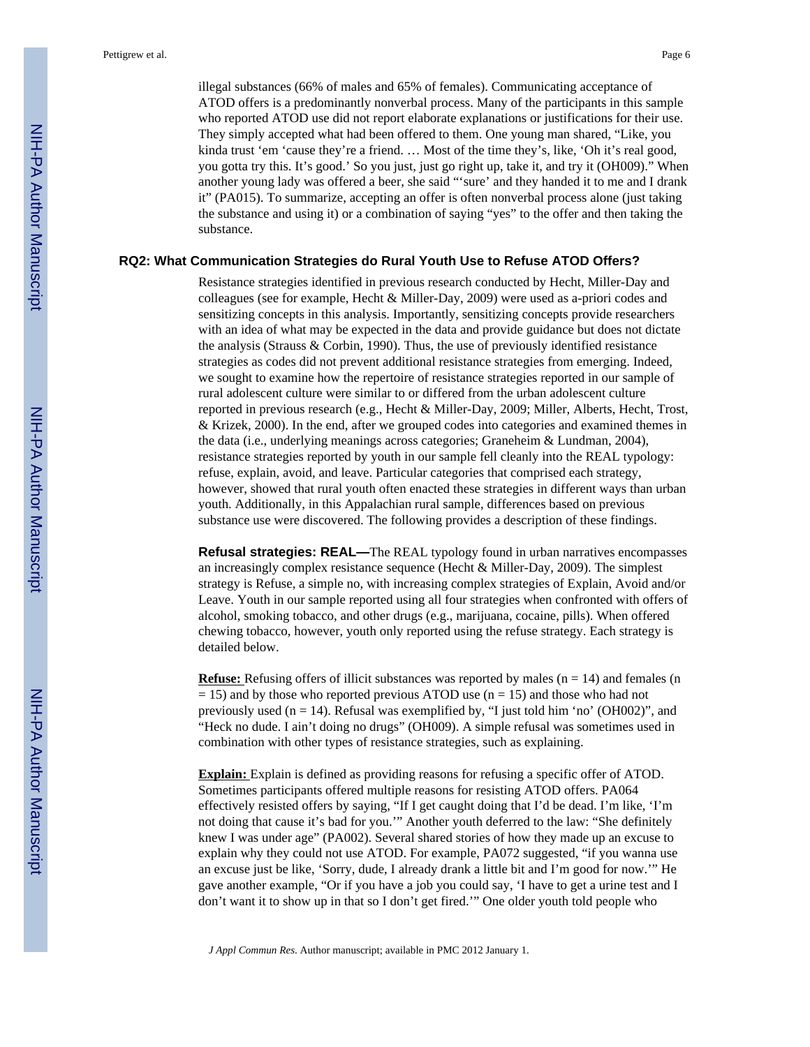illegal substances (66% of males and 65% of females). Communicating acceptance of ATOD offers is a predominantly nonverbal process. Many of the participants in this sample who reported ATOD use did not report elaborate explanations or justifications for their use. They simply accepted what had been offered to them. One young man shared, "Like, you kinda trust 'em 'cause they're a friend. … Most of the time they's, like, 'Oh it's real good, you gotta try this. It's good.' So you just, just go right up, take it, and try it (OH009)." When another young lady was offered a beer, she said "'sure' and they handed it to me and I drank it" (PA015). To summarize, accepting an offer is often nonverbal process alone (just taking the substance and using it) or a combination of saying "yes" to the offer and then taking the substance.

### RQ2: What Communication Strategies do Rural Youth Use to Refuse ATOD Offers?

Resistance strategies identified in previous research conducted by Hecht, Miller-Day and colleagues (see for example, Hecht & Miller-Day, 2009) were used as a-priori codes and sensitizing concepts in this analysis. Importantly, sensitizing concepts provide researchers with an idea of what may be expected in the data and provide guidance but does not dictate the analysis (Strauss & Corbin, 1990). Thus, the use of previously identified resistance strategies as codes did not prevent additional resistance strategies from emerging. Indeed, we sought to examine how the repertoire of resistance strategies reported in our sample of rural adolescent culture were similar to or differed from the urban adolescent culture reported in previous research (e.g., Hecht & Miller-Day, 2009; Miller, Alberts, Hecht, Trost, & Krizek, 2000). In the end, after we grouped codes into categories and examined themes in the data (i.e., underlying meanings across categories; Graneheim & Lundman, 2004), resistance strategies reported by youth in our sample fell cleanly into the REAL typology: refuse, explain, avoid, and leave. Particular categories that comprised each strategy, however, showed that rural youth often enacted these strategies in different ways than urban youth. Additionally, in this Appalachian rural sample, differences based on previous substance use were discovered. The following provides a description of these findings.

**Refusal strategies: REAL—**The REAL typology found in urban narratives encompasses an increasingly complex resistance sequence (Hecht & Miller-Day, 2009). The simplest strategy is Refuse, a simple no, with increasing complex strategies of Explain, Avoid and/or Leave. Youth in our sample reported using all four strategies when confronted with offers of alcohol, smoking tobacco, and other drugs (e.g., marijuana, cocaine, pills). When offered chewing tobacco, however, youth only reported using the refuse strategy. Each strategy is detailed below.

**Refuse:** Refusing offers of illicit substances was reported by males (n = 14) and females (n = 15) and by those who reported previous ATOD use (n = 15) and those who had not previously used (n = 14). Refusal was exemplified by, "I just told him 'no' (OH002)", and "Heck no dude. I ain't doing no drugs" (OH009). A simple refusal was sometimes used in combination with other types of resistance strategies, such as explaining.

**Explain:** Explain is defined as providing reasons for refusing a specific offer of ATOD. Sometimes participants offered multiple reasons for resisting ATOD offers. PA064 effectively resisted offers by saying, "If I get caught doing that I'd be dead. I'm like, 'I'm not doing that cause it's bad for you.'" Another youth deferred to the law: "She definitely knew I was under age" (PA002). Several shared stories of how they made up an excuse to explain why they could not use ATOD. For example, PA072 suggested, "if you wanna use an excuse just be like, 'Sorry, dude, I already drank a little bit and I'm good for now.'" He gave another example, "Or if you have a job you could say, 'I have to get a urine test and I don't want it to show up in that so I don't get fired.'" One older youth told people who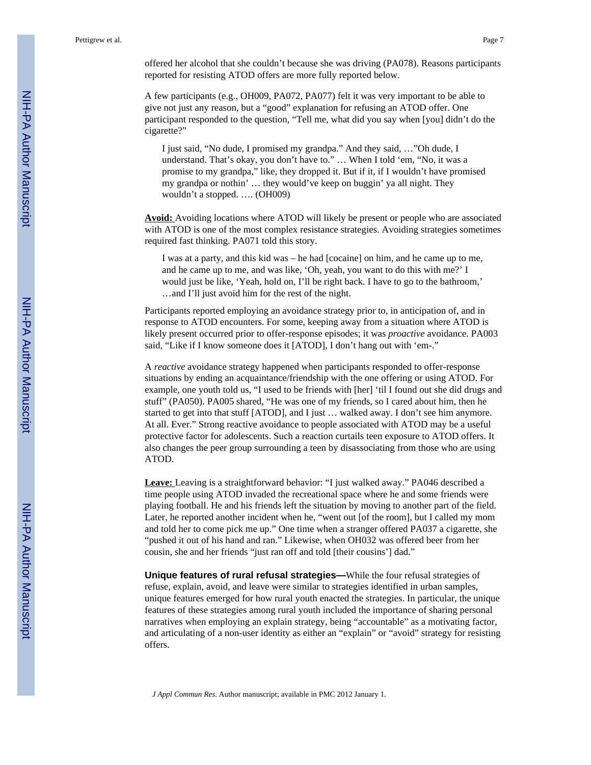offered her alcohol that she couldn't because she was driving (PA078). Reasons participants reported for resisting ATOD offers are more fully reported below.

A few participants (e.g., OH009, PA072, PA077) felt it was very important to be able to give not just any reason, but a "good" explanation for refusing an ATOD offer. One participant responded to the question, "Tell me, what did you say when [you] didn't do the cigarette?"

> I just said, "No dude, I promised my grandpa." And they said, …"Oh dude, I understand. That's okay, you don't have to." … When I told 'em, "No, it was a promise to my grandpa," like, they dropped it. But if it, if I wouldn't have promised my grandpa or nothin' … they would've keep on buggin' ya all night. They wouldn't a stopped. …. (OH009)

**Avoid:** Avoiding locations where ATOD will likely be present or people who are associated with ATOD is one of the most complex resistance strategies. Avoiding strategies sometimes required fast thinking. PA071 told this story.

> I was at a party, and this kid was – he had [cocaine] on him, and he came up to me, and he came up to me, and was like, 'Oh, yeah, you want to do this with me?' I would just be like, 'Yeah, hold on, I'll be right back. I have to go to the bathroom,' …and I'll just avoid him for the rest of the night.

Participants reported employing an avoidance strategy prior to, in anticipation of, and in response to ATOD encounters. For some, keeping away from a situation where ATOD is likely present occurred prior to offer-response episodes; it was *proactive* avoidance. PA003 said, "Like if I know someone does it [ATOD], I don't hang out with 'em-."

A *reactive* avoidance strategy happened when participants responded to offer-response situations by ending an acquaintance/friendship with the one offering or using ATOD. For example, one youth told us, "I used to be friends with [her] 'til I found out she did drugs and stuff" (PA050). PA005 shared, "He was one of my friends, so I cared about him, then he started to get into that stuff [ATOD], and I just … walked away. I don't see him anymore. At all. Ever." Strong reactive avoidance to people associated with ATOD may be a useful protective factor for adolescents. Such a reaction curtails teen exposure to ATOD offers. It also changes the peer group surrounding a teen by disassociating from those who are using ATOD.

**Leave:** Leaving is a straightforward behavior: "I just walked away." PA046 described a time people using ATOD invaded the recreational space where he and some friends were playing football. He and his friends left the situation by moving to another part of the field. Later, he reported another incident when he, "went out [of the room], but I called my mom and told her to come pick me up." One time when a stranger offered PA037 a cigarette, she "pushed it out of his hand and ran." Likewise, when OH032 was offered beer from her cousin, she and her friends "just ran off and told [their cousins'] dad."

**Unique features of rural refusal strategies—**While the four refusal strategies of refuse, explain, avoid, and leave were similar to strategies identified in urban samples, unique features emerged for how rural youth enacted the strategies. In particular, the unique features of these strategies among rural youth included the importance of sharing personal narratives when employing an explain strategy, being "accountable" as a motivating factor, and articulating of a non-user identity as either an "explain" or "avoid" strategy for resisting offers.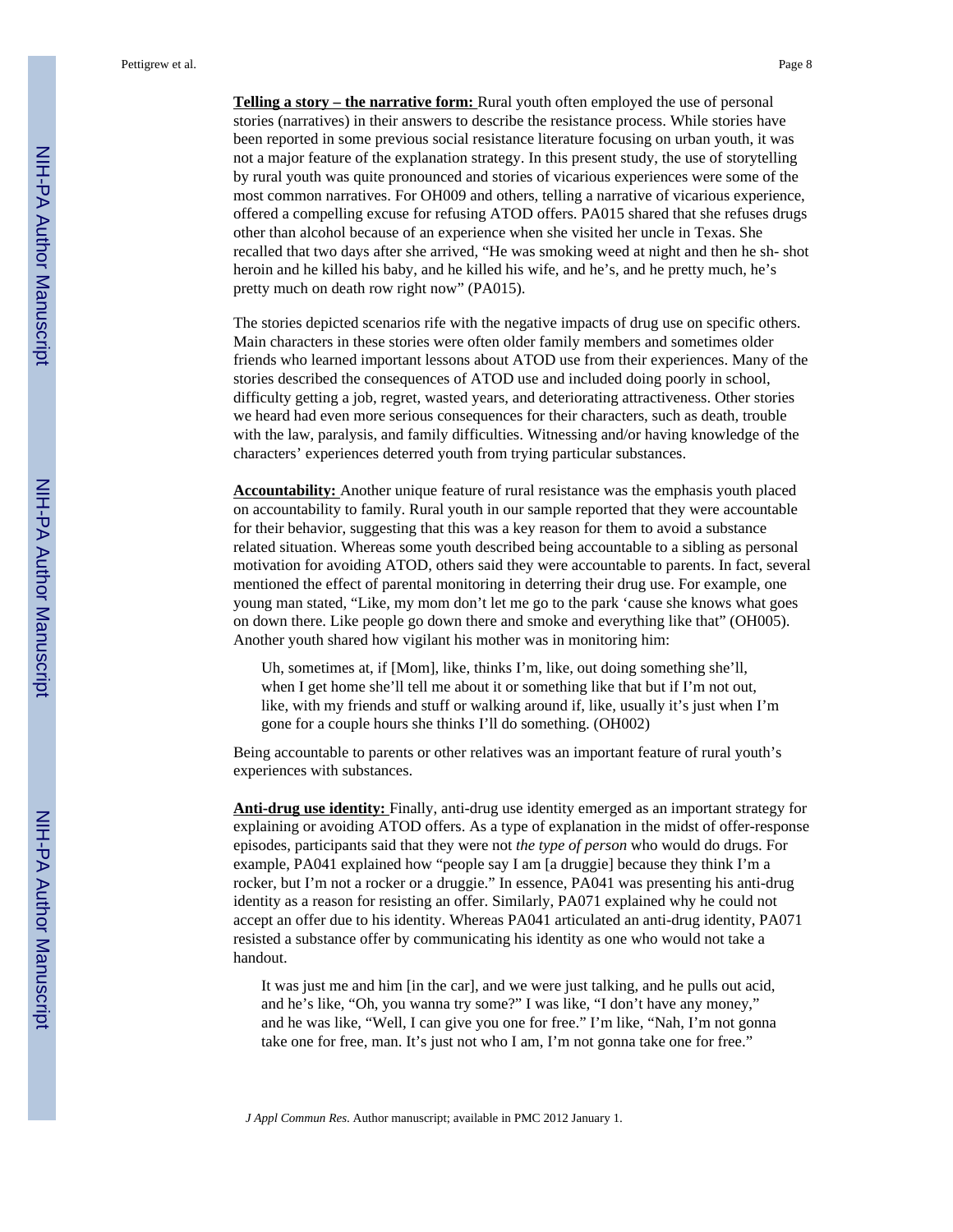**Telling a story – the narrative form:** Rural youth often employed the use of personal stories (narratives) in their answers to describe the resistance process. While stories have been reported in some previous social resistance literature focusing on urban youth, it was not a major feature of the explanation strategy. In this present study, the use of storytelling by rural youth was quite pronounced and stories of vicarious experiences were some of the most common narratives. For OH009 and others, telling a narrative of vicarious experience, offered a compelling excuse for refusing ATOD offers. PA015 shared that she refuses drugs other than alcohol because of an experience when she visited her uncle in Texas. She recalled that two days after she arrived, "He was smoking weed at night and then he sh- shot heroin and he killed his baby, and he killed his wife, and he's, and he pretty much, he's pretty much on death row right now" (PA015).

The stories depicted scenarios rife with the negative impacts of drug use on specific others. Main characters in these stories were often older family members and sometimes older friends who learned important lessons about ATOD use from their experiences. Many of the stories described the consequences of ATOD use and included doing poorly in school, difficulty getting a job, regret, wasted years, and deteriorating attractiveness. Other stories we heard had even more serious consequences for their characters, such as death, trouble with the law, paralysis, and family difficulties. Witnessing and/or having knowledge of the characters' experiences deterred youth from trying particular substances.

**Accountability:** Another unique feature of rural resistance was the emphasis youth placed on accountability to family. Rural youth in our sample reported that they were accountable for their behavior, suggesting that this was a key reason for them to avoid a substance related situation. Whereas some youth described being accountable to a sibling as personal motivation for avoiding ATOD, others said they were accountable to parents. In fact, several mentioned the effect of parental monitoring in deterring their drug use. For example, one young man stated, "Like, my mom don't let me go to the park 'cause she knows what goes on down there. Like people go down there and smoke and everything like that" (OH005). Another youth shared how vigilant his mother was in monitoring him:

> Uh, sometimes at, if [Mom], like, thinks I'm, like, out doing something she'll, when I get home she'll tell me about it or something like that but if I'm not out, like, with my friends and stuff or walking around if, like, usually it's just when I'm gone for a couple hours she thinks I'll do something. (OH002)

Being accountable to parents or other relatives was an important feature of rural youth's experiences with substances.

**Anti-drug use identity:** Finally, anti-drug use identity emerged as an important strategy for explaining or avoiding ATOD offers. As a type of explanation in the midst of offer-response episodes, participants said that they were not *the type of person* who would do drugs. For example, PA041 explained how "people say I am [a druggie] because they think I'm a rocker, but I'm not a rocker or a druggie." In essence, PA041 was presenting his anti-drug identity as a reason for resisting an offer. Similarly, PA071 explained why he could not accept an offer due to his identity. Whereas PA041 articulated an anti-drug identity, PA071 resisted a substance offer by communicating his identity as one who would not take a handout.

> It was just me and him [in the car], and we were just talking, and he pulls out acid, and he's like, "Oh, you wanna try some?" I was like, "I don't have any money," and he was like, "Well, I can give you one for free." I'm like, "Nah, I'm not gonna take one for free, man. It's just not who I am, I'm not gonna take one for free."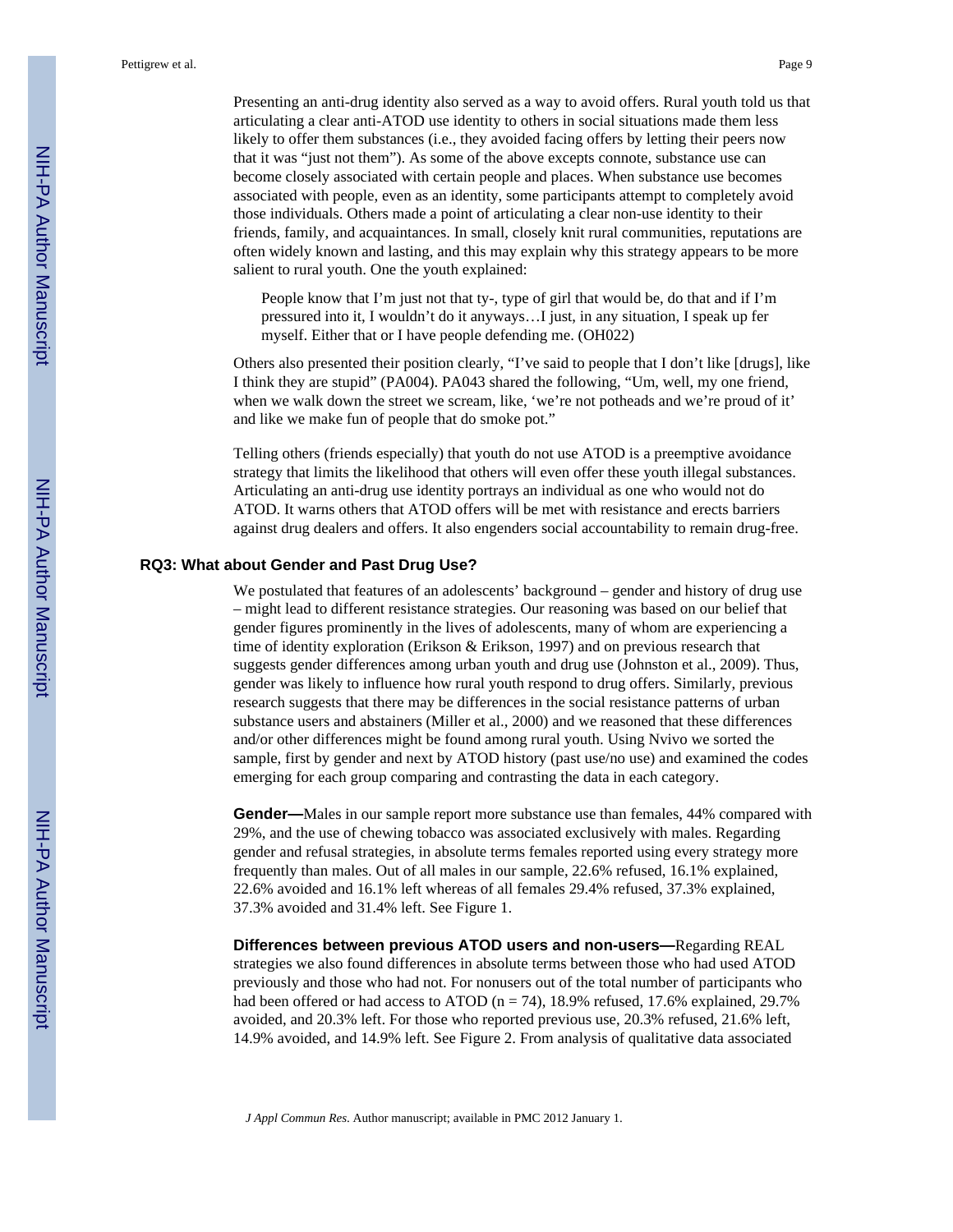Presenting an anti-drug identity also served as a way to avoid offers. Rural youth told us that articulating a clear anti-ATOD use identity to others in social situations made them less likely to offer them substances (i.e., they avoided facing offers by letting their peers now that it was "just not them"). As some of the above excepts connote, substance use can become closely associated with certain people and places. When substance use becomes associated with people, even as an identity, some participants attempt to completely avoid those individuals. Others made a point of articulating a clear non-use identity to their friends, family, and acquaintances. In small, closely knit rural communities, reputations are often widely known and lasting, and this may explain why this strategy appears to be more salient to rural youth. One the youth explained:

> People know that I'm just not that ty-, type of girl that would be, do that and if I'm pressured into it, I wouldn't do it anyways…I just, in any situation, I speak up fer myself. Either that or I have people defending me. (OH022)

Others also presented their position clearly, "I've said to people that I don't like [drugs], like I think they are stupid" (PA004). PA043 shared the following, "Um, well, my one friend, when we walk down the street we scream, like, 'we're not potheads and we're proud of it' and like we make fun of people that do smoke pot."

Telling others (friends especially) that youth do not use ATOD is a preemptive avoidance strategy that limits the likelihood that others will even offer these youth illegal substances. Articulating an anti-drug use identity portrays an individual as one who would not do ATOD. It warns others that ATOD offers will be met with resistance and erects barriers against drug dealers and offers. It also engenders social accountability to remain drug-free.

## RQ3: What about Gender and Past Drug Use?

We postulated that features of an adolescents' background – gender and history of drug use – might lead to different resistance strategies. Our reasoning was based on our belief that gender figures prominently in the lives of adolescents, many of whom are experiencing a time of identity exploration (Erikson & Erikson, 1997) and on previous research that suggests gender differences among urban youth and drug use (Johnston et al., 2009). Thus, gender was likely to influence how rural youth respond to drug offers. Similarly, previous research suggests that there may be differences in the social resistance patterns of urban substance users and abstainers (Miller et al., 2000) and we reasoned that these differences and/or other differences might be found among rural youth. Using Nvivo we sorted the sample, first by gender and next by ATOD history (past use/no use) and examined the codes emerging for each group comparing and contrasting the data in each category.

**Gender—**Males in our sample report more substance use than females, 44% compared with 29%, and the use of chewing tobacco was associated exclusively with males. Regarding gender and refusal strategies, in absolute terms females reported using every strategy more frequently than males. Out of all males in our sample, 22.6% refused, 16.1% explained, 22.6% avoided and 16.1% left whereas of all females 29.4% refused, 37.3% explained, 37.3% avoided and 31.4% left. See Figure 1.

**Differences between previous ATOD users and non-users—**Regarding REAL strategies we also found differences in absolute terms between those who had used ATOD previously and those who had not. For nonusers out of the total number of participants who had been offered or had access to ATOD (n = 74), 18.9% refused, 17.6% explained, 29.7% avoided, and 20.3% left. For those who reported previous use, 20.3% refused, 21.6% left, 14.9% avoided, and 14.9% left. See Figure 2. From analysis of qualitative data associated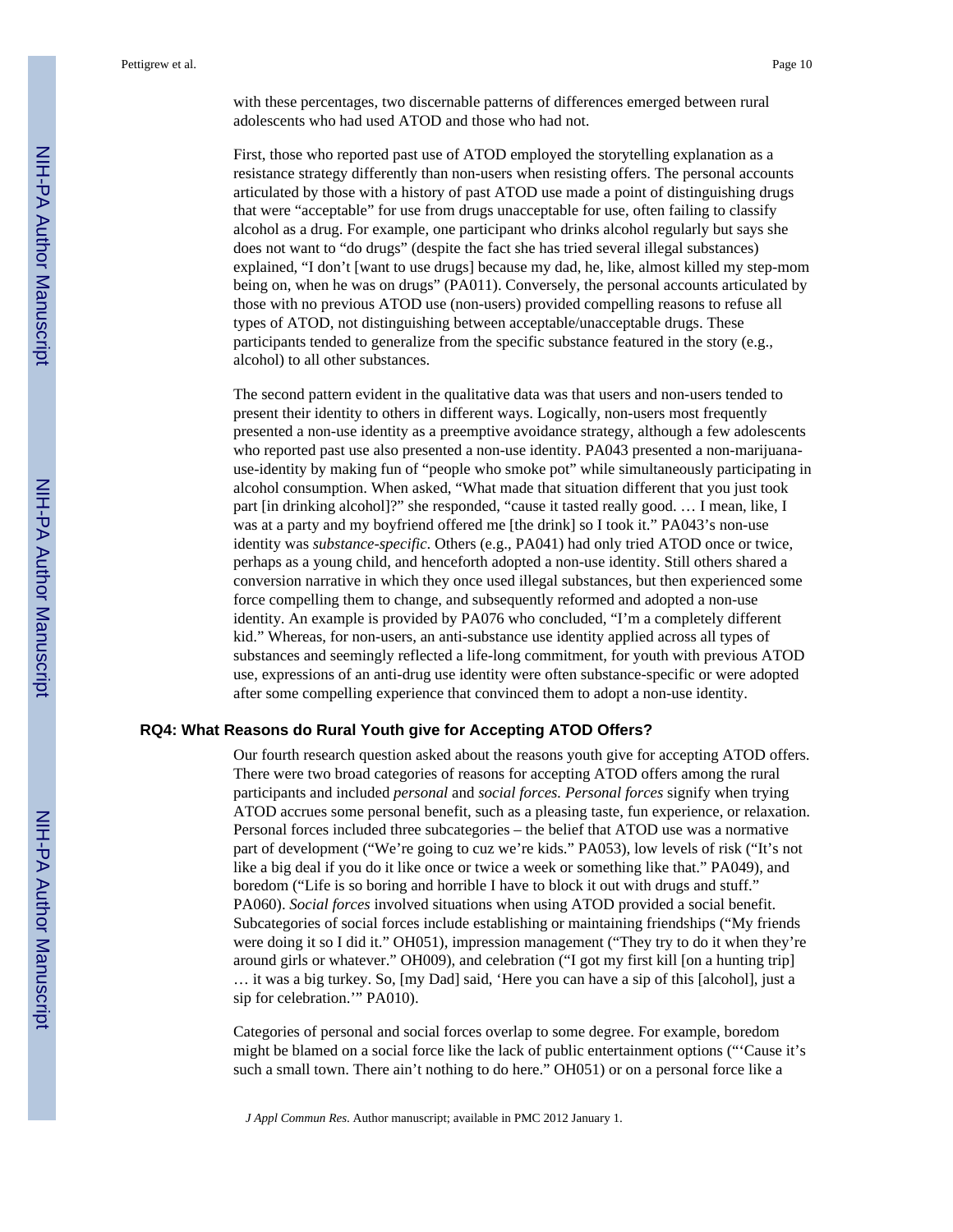with these percentages, two discernable patterns of differences emerged between rural adolescents who had used ATOD and those who had not.

First, those who reported past use of ATOD employed the storytelling explanation as a resistance strategy differently than non-users when resisting offers. The personal accounts articulated by those with a history of past ATOD use made a point of distinguishing drugs that were "acceptable" for use from drugs unacceptable for use, often failing to classify alcohol as a drug. For example, one participant who drinks alcohol regularly but says she does not want to "do drugs" (despite the fact she has tried several illegal substances) explained, "I don't [want to use drugs] because my dad, he, like, almost killed my step-mom being on, when he was on drugs" (PA011). Conversely, the personal accounts articulated by those with no previous ATOD use (non-users) provided compelling reasons to refuse all types of ATOD, not distinguishing between acceptable/unacceptable drugs. These participants tended to generalize from the specific substance featured in the story (e.g., alcohol) to all other substances.

The second pattern evident in the qualitative data was that users and non-users tended to present their identity to others in different ways. Logically, non-users most frequently presented a non-use identity as a preemptive avoidance strategy, although a few adolescents who reported past use also presented a non-use identity. PA043 presented a non-marijuana-use-identity by making fun of "people who smoke pot" while simultaneously participating in alcohol consumption. When asked, "What made that situation different that you just took part [in drinking alcohol]?" she responded, "cause it tasted really good. … I mean, like, I was at a party and my boyfriend offered me [the drink] so I took it." PA043's non-use identity was *substance-specific*. Others (e.g., PA041) had only tried ATOD once or twice, perhaps as a young child, and henceforth adopted a non-use identity. Still others shared a conversion narrative in which they once used illegal substances, but then experienced some force compelling them to change, and subsequently reformed and adopted a non-use identity. An example is provided by PA076 who concluded, "I'm a completely different kid." Whereas, for non-users, an anti-substance use identity applied across all types of substances and seemingly reflected a life-long commitment, for youth with previous ATOD use, expressions of an anti-drug use identity were often substance-specific or were adopted after some compelling experience that convinced them to adopt a non-use identity.

## RQ4: What Reasons do Rural Youth give for Accepting ATOD Offers?

Our fourth research question asked about the reasons youth give for accepting ATOD offers. There were two broad categories of reasons for accepting ATOD offers among the rural participants and included *personal* and *social forces. Personal forces* signify when trying ATOD accrues some personal benefit, such as a pleasing taste, fun experience, or relaxation. Personal forces included three subcategories – the belief that ATOD use was a normative part of development ("We're going to cuz we're kids." PA053), low levels of risk ("It's not like a big deal if you do it like once or twice a week or something like that." PA049), and boredom ("Life is so boring and horrible I have to block it out with drugs and stuff." PA060). *Social forces* involved situations when using ATOD provided a social benefit. Subcategories of social forces include establishing or maintaining friendships ("My friends were doing it so I did it." OH051), impression management ("They try to do it when they're around girls or whatever." OH009), and celebration ("I got my first kill [on a hunting trip] … it was a big turkey. So, [my Dad] said, 'Here you can have a sip of this [alcohol], just a sip for celebration.'" PA010).

Categories of personal and social forces overlap to some degree. For example, boredom might be blamed on a social force like the lack of public entertainment options ("'Cause it's such a small town. There ain't nothing to do here." OH051) or on a personal force like a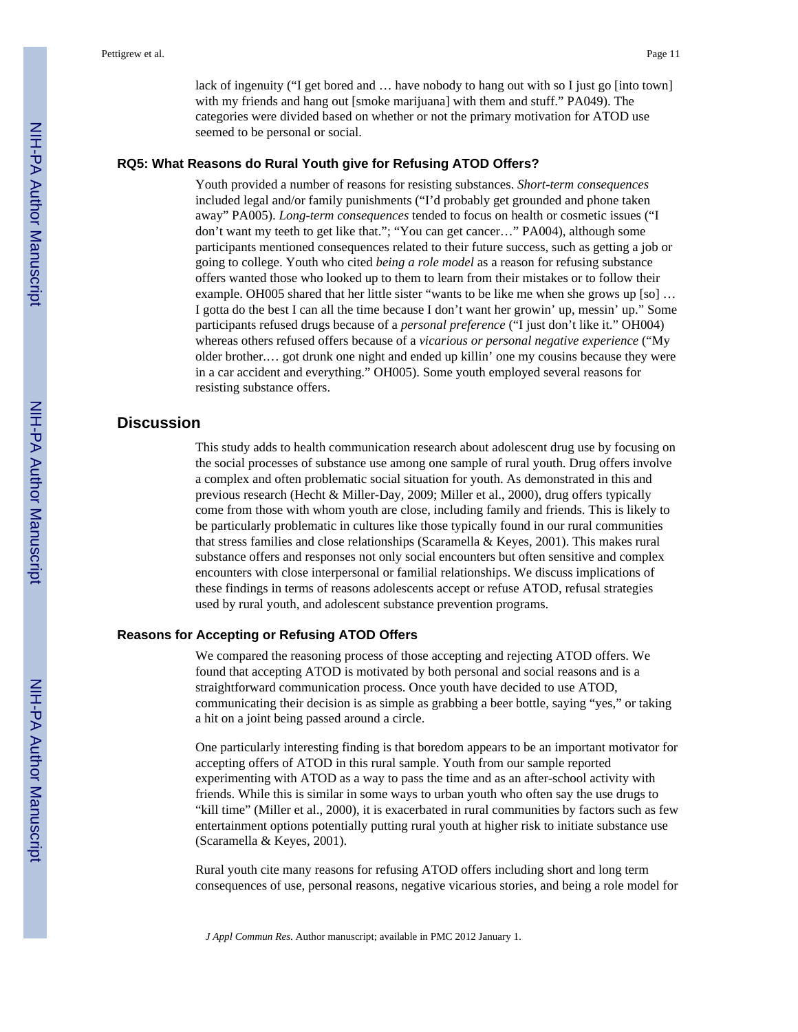lack of ingenuity ("I get bored and … have nobody to hang out with so I just go [into town] with my friends and hang out [smoke marijuana] with them and stuff." PA049). The categories were divided based on whether or not the primary motivation for ATOD use seemed to be personal or social.

### RQ5: What Reasons do Rural Youth give for Refusing ATOD Offers?

Youth provided a number of reasons for resisting substances. *Short-term consequences* included legal and/or family punishments ("I'd probably get grounded and phone taken away" PA005). *Long-term consequences* tended to focus on health or cosmetic issues ("I don't want my teeth to get like that."; "You can get cancer…" PA004), although some participants mentioned consequences related to their future success, such as getting a job or going to college. Youth who cited *being a role model* as a reason for refusing substance offers wanted those who looked up to them to learn from their mistakes or to follow their example. OH005 shared that her little sister "wants to be like me when she grows up [so] … I gotta do the best I can all the time because I don't want her growin' up, messin' up." Some participants refused drugs because of a *personal preference* ("I just don't like it." OH004) whereas others refused offers because of a *vicarious or personal negative experience* ("My older brother.… got drunk one night and ended up killin' one my cousins because they were in a car accident and everything." OH005). Some youth employed several reasons for resisting substance offers.

## Discussion

This study adds to health communication research about adolescent drug use by focusing on the social processes of substance use among one sample of rural youth. Drug offers involve a complex and often problematic social situation for youth. As demonstrated in this and previous research (Hecht & Miller-Day, 2009; Miller et al., 2000), drug offers typically come from those with whom youth are close, including family and friends. This is likely to be particularly problematic in cultures like those typically found in our rural communities that stress families and close relationships (Scaramella & Keyes, 2001). This makes rural substance offers and responses not only social encounters but often sensitive and complex encounters with close interpersonal or familial relationships. We discuss implications of these findings in terms of reasons adolescents accept or refuse ATOD, refusal strategies used by rural youth, and adolescent substance prevention programs.

### Reasons for Accepting or Refusing ATOD Offers

We compared the reasoning process of those accepting and rejecting ATOD offers. We found that accepting ATOD is motivated by both personal and social reasons and is a straightforward communication process. Once youth have decided to use ATOD, communicating their decision is as simple as grabbing a beer bottle, saying "yes," or taking a hit on a joint being passed around a circle.

One particularly interesting finding is that boredom appears to be an important motivator for accepting offers of ATOD in this rural sample. Youth from our sample reported experimenting with ATOD as a way to pass the time and as an after-school activity with friends. While this is similar in some ways to urban youth who often say the use drugs to "kill time" (Miller et al., 2000), it is exacerbated in rural communities by factors such as few entertainment options potentially putting rural youth at higher risk to initiate substance use (Scaramella & Keyes, 2001).

Rural youth cite many reasons for refusing ATOD offers including short and long term consequences of use, personal reasons, negative vicarious stories, and being a role model for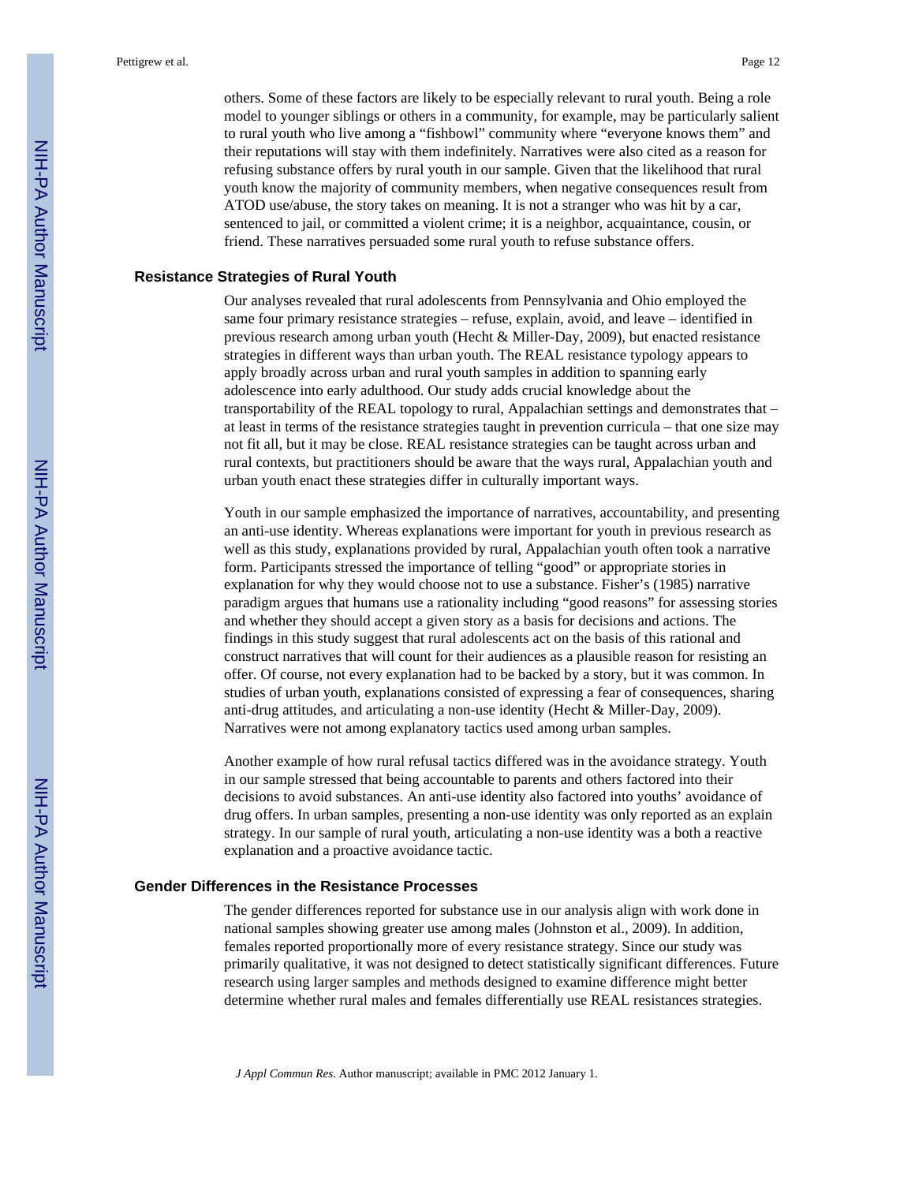others. Some of these factors are likely to be especially relevant to rural youth. Being a role model to younger siblings or others in a community, for example, may be particularly salient to rural youth who live among a "fishbowl" community where "everyone knows them" and their reputations will stay with them indefinitely. Narratives were also cited as a reason for refusing substance offers by rural youth in our sample. Given that the likelihood that rural youth know the majority of community members, when negative consequences result from ATOD use/abuse, the story takes on meaning. It is not a stranger who was hit by a car, sentenced to jail, or committed a violent crime; it is a neighbor, acquaintance, cousin, or friend. These narratives persuaded some rural youth to refuse substance offers.

### Resistance Strategies of Rural Youth

Our analyses revealed that rural adolescents from Pennsylvania and Ohio employed the same four primary resistance strategies – refuse, explain, avoid, and leave – identified in previous research among urban youth (Hecht & Miller-Day, 2009), but enacted resistance strategies in different ways than urban youth. The REAL resistance typology appears to apply broadly across urban and rural youth samples in addition to spanning early adolescence into early adulthood. Our study adds crucial knowledge about the transportability of the REAL topology to rural, Appalachian settings and demonstrates that – at least in terms of the resistance strategies taught in prevention curricula – that one size may not fit all, but it may be close. REAL resistance strategies can be taught across urban and rural contexts, but practitioners should be aware that the ways rural, Appalachian youth and urban youth enact these strategies differ in culturally important ways.

Youth in our sample emphasized the importance of narratives, accountability, and presenting an anti-use identity. Whereas explanations were important for youth in previous research as well as this study, explanations provided by rural, Appalachian youth often took a narrative form. Participants stressed the importance of telling "good" or appropriate stories in explanation for why they would choose not to use a substance. Fisher's (1985) narrative paradigm argues that humans use a rationality including "good reasons" for assessing stories and whether they should accept a given story as a basis for decisions and actions. The findings in this study suggest that rural adolescents act on the basis of this rational and construct narratives that will count for their audiences as a plausible reason for resisting an offer. Of course, not every explanation had to be backed by a story, but it was common. In studies of urban youth, explanations consisted of expressing a fear of consequences, sharing anti-drug attitudes, and articulating a non-use identity (Hecht & Miller-Day, 2009). Narratives were not among explanatory tactics used among urban samples.

Another example of how rural refusal tactics differed was in the avoidance strategy. Youth in our sample stressed that being accountable to parents and others factored into their decisions to avoid substances. An anti-use identity also factored into youths' avoidance of drug offers. In urban samples, presenting a non-use identity was only reported as an explain strategy. In our sample of rural youth, articulating a non-use identity was a both a reactive explanation and a proactive avoidance tactic.

### Gender Differences in the Resistance Processes

The gender differences reported for substance use in our analysis align with work done in national samples showing greater use among males (Johnston et al., 2009). In addition, females reported proportionally more of every resistance strategy. Since our study was primarily qualitative, it was not designed to detect statistically significant differences. Future research using larger samples and methods designed to examine difference might better determine whether rural males and females differentially use REAL resistances strategies.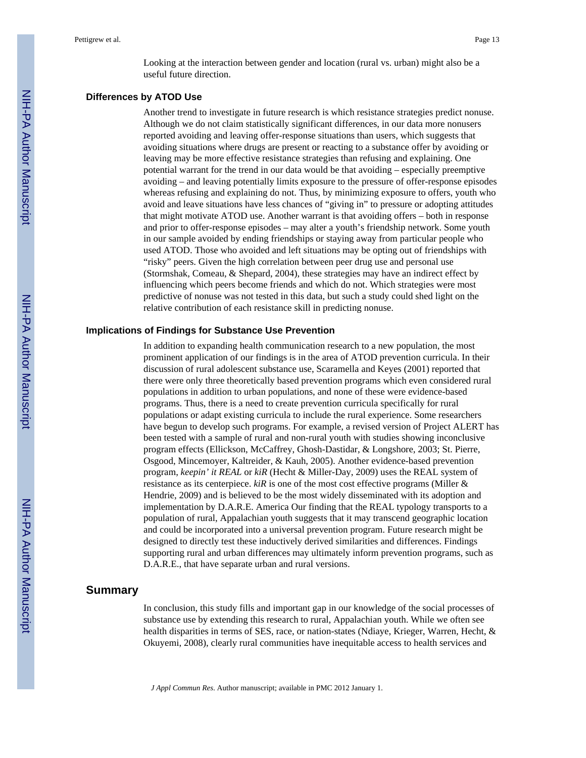Looking at the interaction between gender and location (rural vs. urban) might also be a useful future direction.

### Differences by ATOD Use

Another trend to investigate in future research is which resistance strategies predict nonuse. Although we do not claim statistically significant differences, in our data more nonusers reported avoiding and leaving offer-response situations than users, which suggests that avoiding situations where drugs are present or reacting to a substance offer by avoiding or leaving may be more effective resistance strategies than refusing and explaining. One potential warrant for the trend in our data would be that avoiding – especially preemptive avoiding – and leaving potentially limits exposure to the pressure of offer-response episodes whereas refusing and explaining do not. Thus, by minimizing exposure to offers, youth who avoid and leave situations have less chances of "giving in" to pressure or adopting attitudes that might motivate ATOD use. Another warrant is that avoiding offers – both in response and prior to offer-response episodes – may alter a youth's friendship network. Some youth in our sample avoided by ending friendships or staying away from particular people who used ATOD. Those who avoided and left situations may be opting out of friendships with "risky" peers. Given the high correlation between peer drug use and personal use (Stormshak, Comeau, & Shepard, 2004), these strategies may have an indirect effect by influencing which peers become friends and which do not. Which strategies were most predictive of nonuse was not tested in this data, but such a study could shed light on the relative contribution of each resistance skill in predicting nonuse.

### Implications of Findings for Substance Use Prevention

In addition to expanding health communication research to a new population, the most prominent application of our findings is in the area of ATOD prevention curricula. In their discussion of rural adolescent substance use, Scaramella and Keyes (2001) reported that there were only three theoretically based prevention programs which even considered rural populations in addition to urban populations, and none of these were evidence-based programs. Thus, there is a need to create prevention curricula specifically for rural populations or adapt existing curricula to include the rural experience. Some researchers have begun to develop such programs. For example, a revised version of Project ALERT has been tested with a sample of rural and non-rural youth with studies showing inconclusive program effects (Ellickson, McCaffrey, Ghosh-Dastidar, & Longshore, 2003; St. Pierre, Osgood, Mincemoyer, Kaltreider, & Kauh, 2005). Another evidence-based prevention program, *keepin' it REAL* or *kiR* (Hecht & Miller-Day, 2009) uses the REAL system of resistance as its centerpiece. *kiR* is one of the most cost effective programs (Miller & Hendrie, 2009) and is believed to be the most widely disseminated with its adoption and implementation by D.A.R.E. America Our finding that the REAL typology transports to a population of rural, Appalachian youth suggests that it may transcend geographic location and could be incorporated into a universal prevention program. Future research might be designed to directly test these inductively derived similarities and differences. Findings supporting rural and urban differences may ultimately inform prevention programs, such as D.A.R.E., that have separate urban and rural versions.

## Summary

In conclusion, this study fills and important gap in our knowledge of the social processes of substance use by extending this research to rural, Appalachian youth. While we often see health disparities in terms of SES, race, or nation-states (Ndiaye, Krieger, Warren, Hecht, & Okuyemi, 2008), clearly rural communities have inequitable access to health services and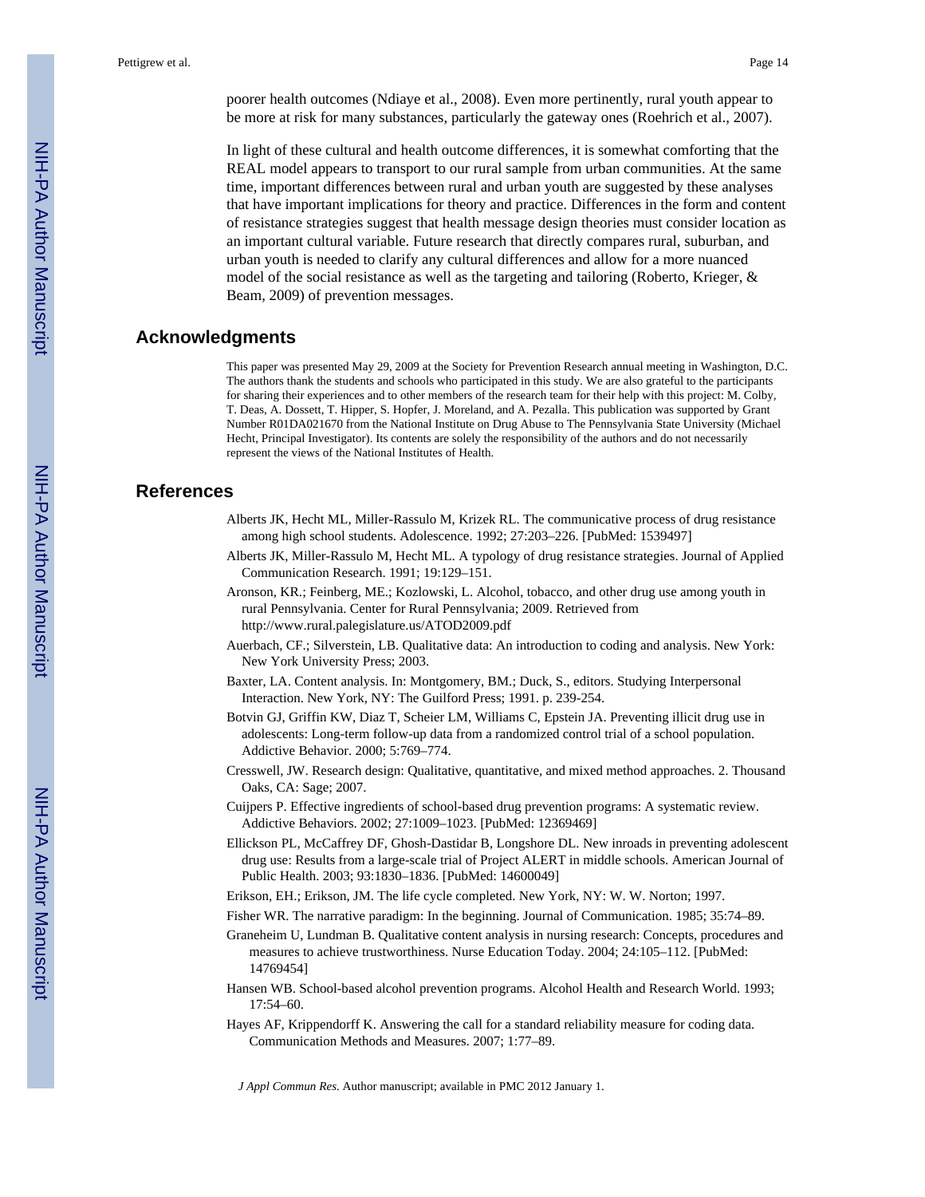poorer health outcomes (Ndiaye et al., 2008). Even more pertinently, rural youth appear to be more at risk for many substances, particularly the gateway ones (Roehrich et al., 2007).

In light of these cultural and health outcome differences, it is somewhat comforting that the REAL model appears to transport to our rural sample from urban communities. At the same time, important differences between rural and urban youth are suggested by these analyses that have important implications for theory and practice. Differences in the form and content of resistance strategies suggest that health message design theories must consider location as an important cultural variable. Future research that directly compares rural, suburban, and urban youth is needed to clarify any cultural differences and allow for a more nuanced model of the social resistance as well as the targeting and tailoring (Roberto, Krieger, & Beam, 2009) of prevention messages.

## Acknowledgments

This paper was presented May 29, 2009 at the Society for Prevention Research annual meeting in Washington, D.C. The authors thank the students and schools who participated in this study. We are also grateful to the participants for sharing their experiences and to other members of the research team for their help with this project: M. Colby, T. Deas, A. Dossett, T. Hipper, S. Hopfer, J. Moreland, and A. Pezalla. This publication was supported by Grant Number R01DA021670 from the National Institute on Drug Abuse to The Pennsylvania State University (Michael Hecht, Principal Investigator). Its contents are solely the responsibility of the authors and do not necessarily represent the views of the National Institutes of Health.

## References

Alberts JK, Hecht ML, Miller-Rassulo M, Krizek RL. The communicative process of drug resistance among high school students. Adolescence. 1992; 27:203–226. [PubMed: 1539497]

Alberts JK, Miller-Rassulo M, Hecht ML. A typology of drug resistance strategies. Journal of Applied Communication Research. 1991; 19:129–151.

Aronson, KR.; Feinberg, ME.; Kozlowski, L. Alcohol, tobacco, and other drug use among youth in rural Pennsylvania. Center for Rural Pennsylvania; 2009. Retrieved from http://www.rural.palegislature.us/ATOD2009.pdf

Auerbach, CF.; Silverstein, LB. Qualitative data: An introduction to coding and analysis. New York: New York University Press; 2003.

Baxter, LA. Content analysis. In: Montgomery, BM.; Duck, S., editors. Studying Interpersonal Interaction. New York, NY: The Guilford Press; 1991. p. 239-254.

Botvin GJ, Griffin KW, Diaz T, Scheier LM, Williams C, Epstein JA. Preventing illicit drug use in adolescents: Long-term follow-up data from a randomized control trial of a school population. Addictive Behavior. 2000; 5:769–774.

Cresswell, JW. Research design: Qualitative, quantitative, and mixed method approaches. 2. Thousand Oaks, CA: Sage; 2007.

Cuijpers P. Effective ingredients of school-based drug prevention programs: A systematic review. Addictive Behaviors. 2002; 27:1009–1023. [PubMed: 12369469]

Ellickson PL, McCaffrey DF, Ghosh-Dastidar B, Longshore DL. New inroads in preventing adolescent drug use: Results from a large-scale trial of Project ALERT in middle schools. American Journal of Public Health. 2003; 93:1830–1836. [PubMed: 14600049]

Erikson, EH.; Erikson, JM. The life cycle completed. New York, NY: W. W. Norton; 1997.

Fisher WR. The narrative paradigm: In the beginning. Journal of Communication. 1985; 35:74–89.

Graneheim U, Lundman B. Qualitative content analysis in nursing research: Concepts, procedures and measures to achieve trustworthiness. Nurse Education Today. 2004; 24:105–112. [PubMed: 14769454]

Hansen WB. School-based alcohol prevention programs. Alcohol Health and Research World. 1993; 17:54–60.

Hayes AF, Krippendorff K. Answering the call for a standard reliability measure for coding data. Communication Methods and Measures. 2007; 1:77–89.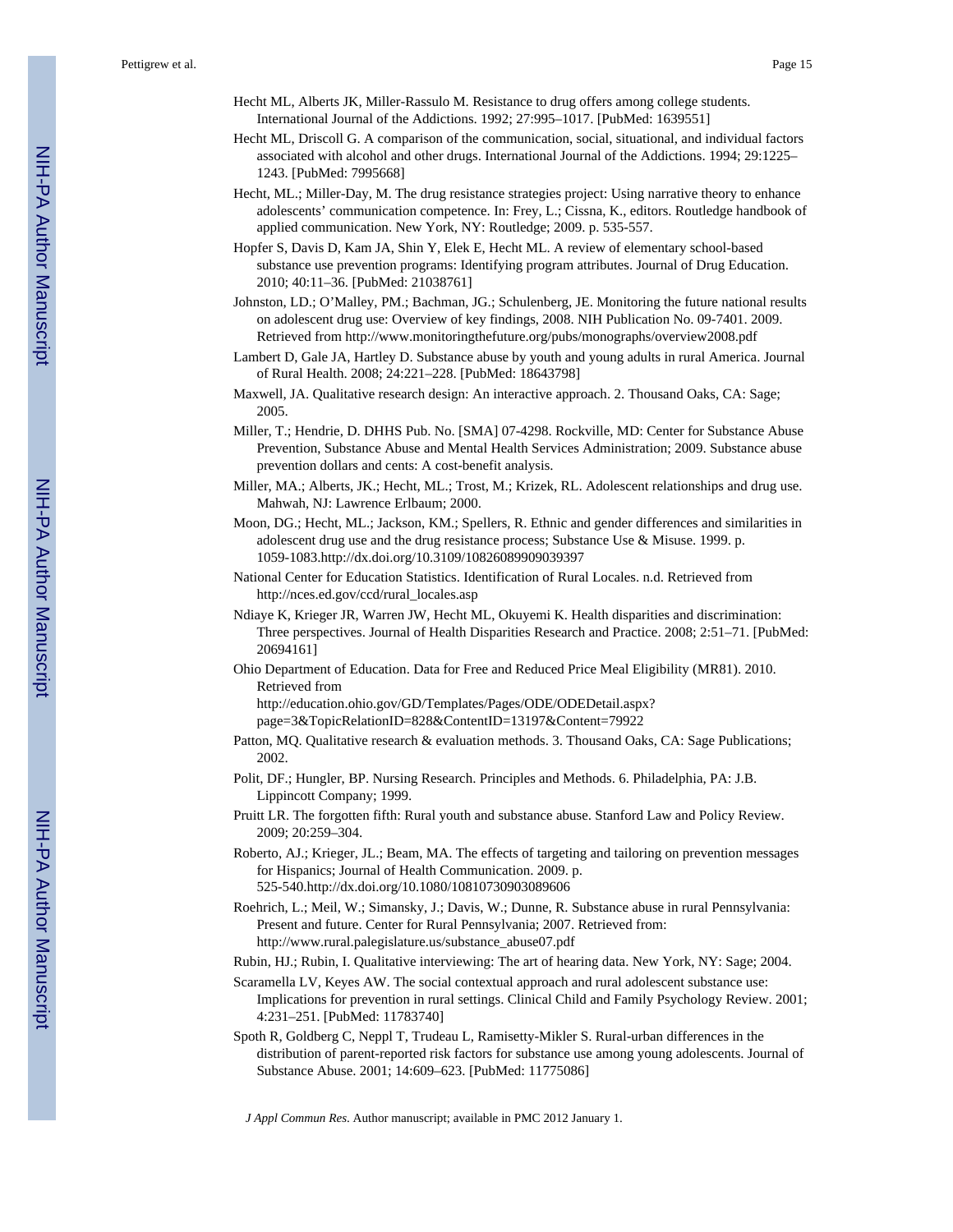Hecht ML, Alberts JK, Miller-Rassulo M. Resistance to drug offers among college students. International Journal of the Addictions. 1992; 27:995–1017. [PubMed: 1639551]

Hecht ML, Driscoll G. A comparison of the communication, social, situational, and individual factors associated with alcohol and other drugs. International Journal of the Addictions. 1994; 29:1225–1243. [PubMed: 7995668]

Hecht, ML.; Miller-Day, M. The drug resistance strategies project: Using narrative theory to enhance adolescents' communication competence. In: Frey, L.; Cissna, K., editors. Routledge handbook of applied communication. New York, NY: Routledge; 2009. p. 535-557.

Hopfer S, Davis D, Kam JA, Shin Y, Elek E, Hecht ML. A review of elementary school-based substance use prevention programs: Identifying program attributes. Journal of Drug Education. 2010; 40:11–36. [PubMed: 21038761]

Johnston, LD.; O'Malley, PM.; Bachman, JG.; Schulenberg, JE. Monitoring the future national results on adolescent drug use: Overview of key findings, 2008. NIH Publication No. 09-7401. 2009. Retrieved from http://www.monitoringthefuture.org/pubs/monographs/overview2008.pdf

Lambert D, Gale JA, Hartley D. Substance abuse by youth and young adults in rural America. Journal of Rural Health. 2008; 24:221–228. [PubMed: 18643798]

Maxwell, JA. Qualitative research design: An interactive approach. 2. Thousand Oaks, CA: Sage; 2005.

Miller, T.; Hendrie, D. DHHS Pub. No. [SMA] 07-4298. Rockville, MD: Center for Substance Abuse Prevention, Substance Abuse and Mental Health Services Administration; 2009. Substance abuse prevention dollars and cents: A cost-benefit analysis.

Miller, MA.; Alberts, JK.; Hecht, ML.; Trost, M.; Krizek, RL. Adolescent relationships and drug use. Mahwah, NJ: Lawrence Erlbaum; 2000.

Moon, DG.; Hecht, ML.; Jackson, KM.; Spellers, R. Ethnic and gender differences and similarities in adolescent drug use and the drug resistance process; Substance Use & Misuse. 1999. p. 1059-1083.http://dx.doi.org/10.3109/10826089909039397

National Center for Education Statistics. Identification of Rural Locales. n.d. Retrieved from http://nces.ed.gov/ccd/rural_locales.asp

Ndiaye K, Krieger JR, Warren JW, Hecht ML, Okuyemi K. Health disparities and discrimination: Three perspectives. Journal of Health Disparities Research and Practice. 2008; 2:51–71. [PubMed: 20694161]

Ohio Department of Education. Data for Free and Reduced Price Meal Eligibility (MR81). 2010. Retrieved from http://education.ohio.gov/GD/Templates/Pages/ODE/ODEDetail.aspx?page=3&TopicRelationID=828&ContentID=13197&Content=79922

Patton, MQ. Qualitative research & evaluation methods. 3. Thousand Oaks, CA: Sage Publications; 2002.

Polit, DF.; Hungler, BP. Nursing Research. Principles and Methods. 6. Philadelphia, PA: J.B. Lippincott Company; 1999.

Pruitt LR. The forgotten fifth: Rural youth and substance abuse. Stanford Law and Policy Review. 2009; 20:259–304.

Roberto, AJ.; Krieger, JL.; Beam, MA. The effects of targeting and tailoring on prevention messages for Hispanics; Journal of Health Communication. 2009. p. 525-540.http://dx.doi.org/10.1080/10810730903089606

Roehrich, L.; Meil, W.; Simansky, J.; Davis, W.; Dunne, R. Substance abuse in rural Pennsylvania: Present and future. Center for Rural Pennsylvania; 2007. Retrieved from: http://www.rural.palegislature.us/substance_abuse07.pdf

Rubin, HJ.; Rubin, I. Qualitative interviewing: The art of hearing data. New York, NY: Sage; 2004.

Scaramella LV, Keyes AW. The social contextual approach and rural adolescent substance use: Implications for prevention in rural settings. Clinical Child and Family Psychology Review. 2001; 4:231–251. [PubMed: 11783740]

Spoth R, Goldberg C, Neppl T, Trudeau L, Ramisetty-Mikler S. Rural-urban differences in the distribution of parent-reported risk factors for substance use among young adolescents. Journal of Substance Abuse. 2001; 14:609–623. [PubMed: 11775086]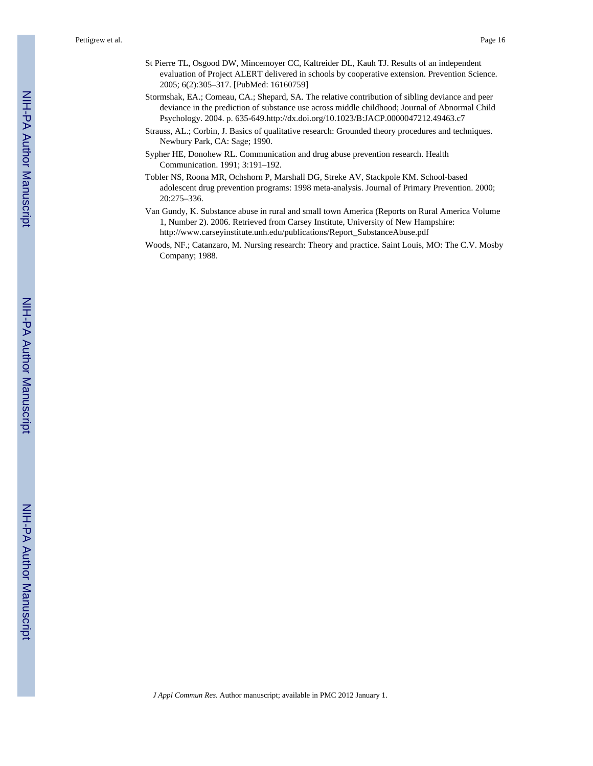St Pierre TL, Osgood DW, Mincemoyer CC, Kaltreider DL, Kauh TJ. Results of an independent evaluation of Project ALERT delivered in schools by cooperative extension. Prevention Science. 2005; 6(2):305–317. [PubMed: 16160759]

Stormshak, EA.; Comeau, CA.; Shepard, SA. The relative contribution of sibling deviance and peer deviance in the prediction of substance use across middle childhood; Journal of Abnormal Child Psychology. 2004. p. 635-649.http://dx.doi.org/10.1023/B:JACP.0000047212.49463.c7

Strauss, AL.; Corbin, J. Basics of qualitative research: Grounded theory procedures and techniques. Newbury Park, CA: Sage; 1990.

Sypher HE, Donohew RL. Communication and drug abuse prevention research. Health Communication. 1991; 3:191–192.

Tobler NS, Roona MR, Ochshorn P, Marshall DG, Streke AV, Stackpole KM. School-based adolescent drug prevention programs: 1998 meta-analysis. Journal of Primary Prevention. 2000; 20:275–336.

Van Gundy, K. Substance abuse in rural and small town America (Reports on Rural America Volume 1, Number 2). 2006. Retrieved from Carsey Institute, University of New Hampshire: http://www.carseyinstitute.unh.edu/publications/Report_SubstanceAbuse.pdf

Woods, NF.; Catanzaro, M. Nursing research: Theory and practice. Saint Louis, MO: The C.V. Mosby Company; 1988.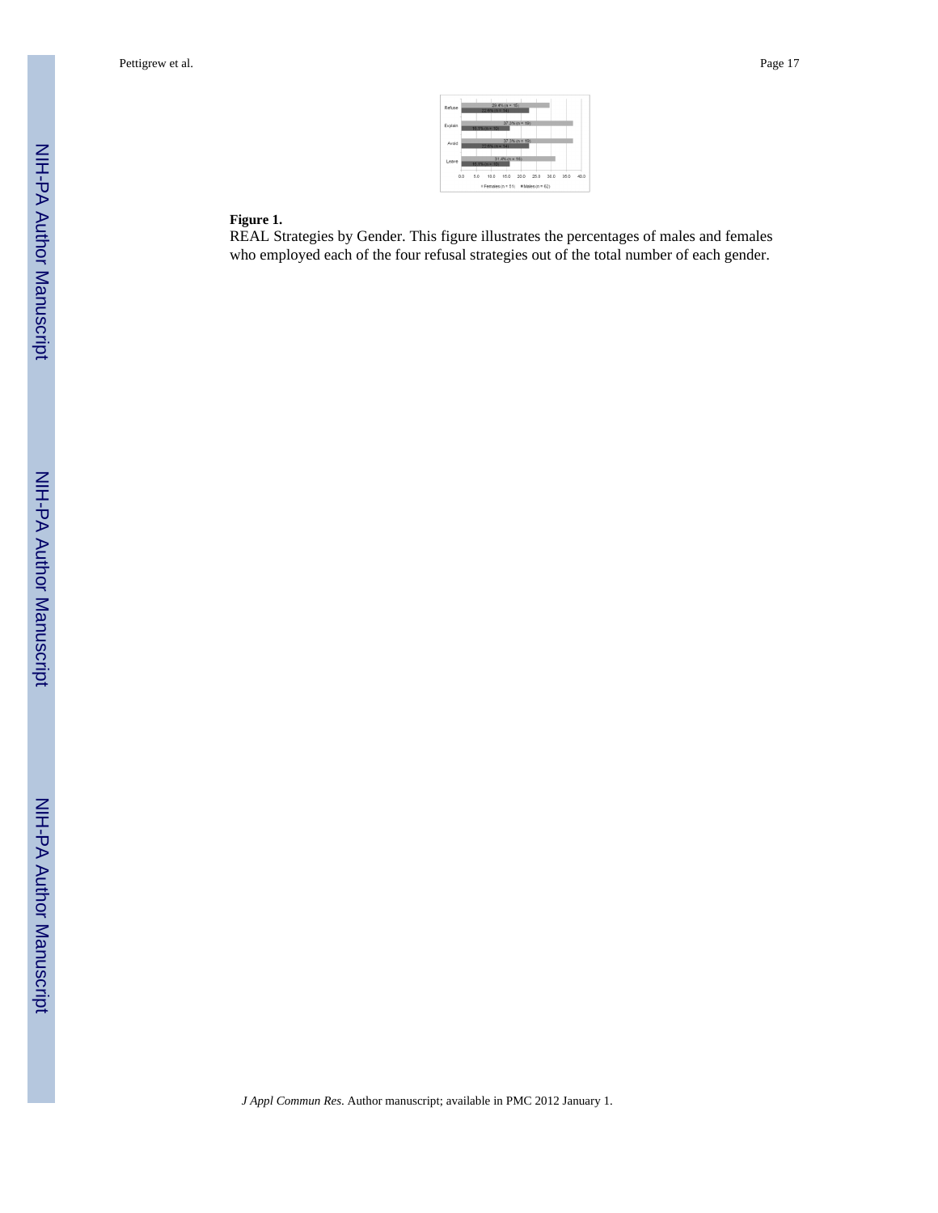**Figure 1.**

REAL Strategies by Gender. This figure illustrates the percentages of males and females who employed each of the four refusal strategies out of the total number of each gender.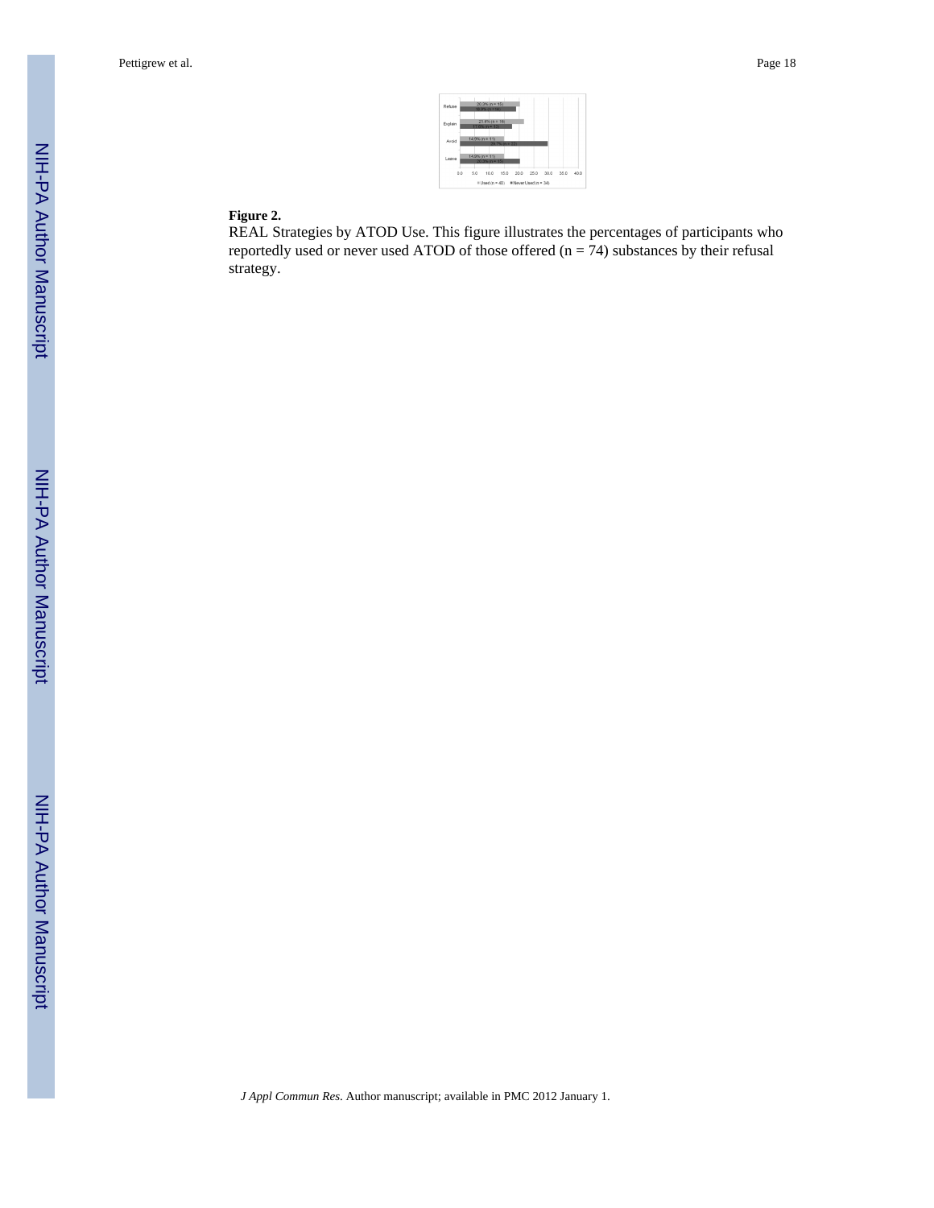Refuse
20.3% (n = 15)
18.9% (n = 14)

Explain
21.6% (n = 16)
17.6% (n = 13)

Avoid
14.9% (n = 11)
29.7% (n = 22)

Leave
14.9% (n = 11)
20.3% (n = 15)

0.0 5.0 10.0 15.0 20.0 25.0 30.0 35.0 40.0

Used (n = 40) Never Used (n = 34)

**Figure 2.**

REAL Strategies by ATOD Use. This figure illustrates the percentages of participants who reportedly used or never used ATOD of those offered (n = 74) substances by their refusal strategy.